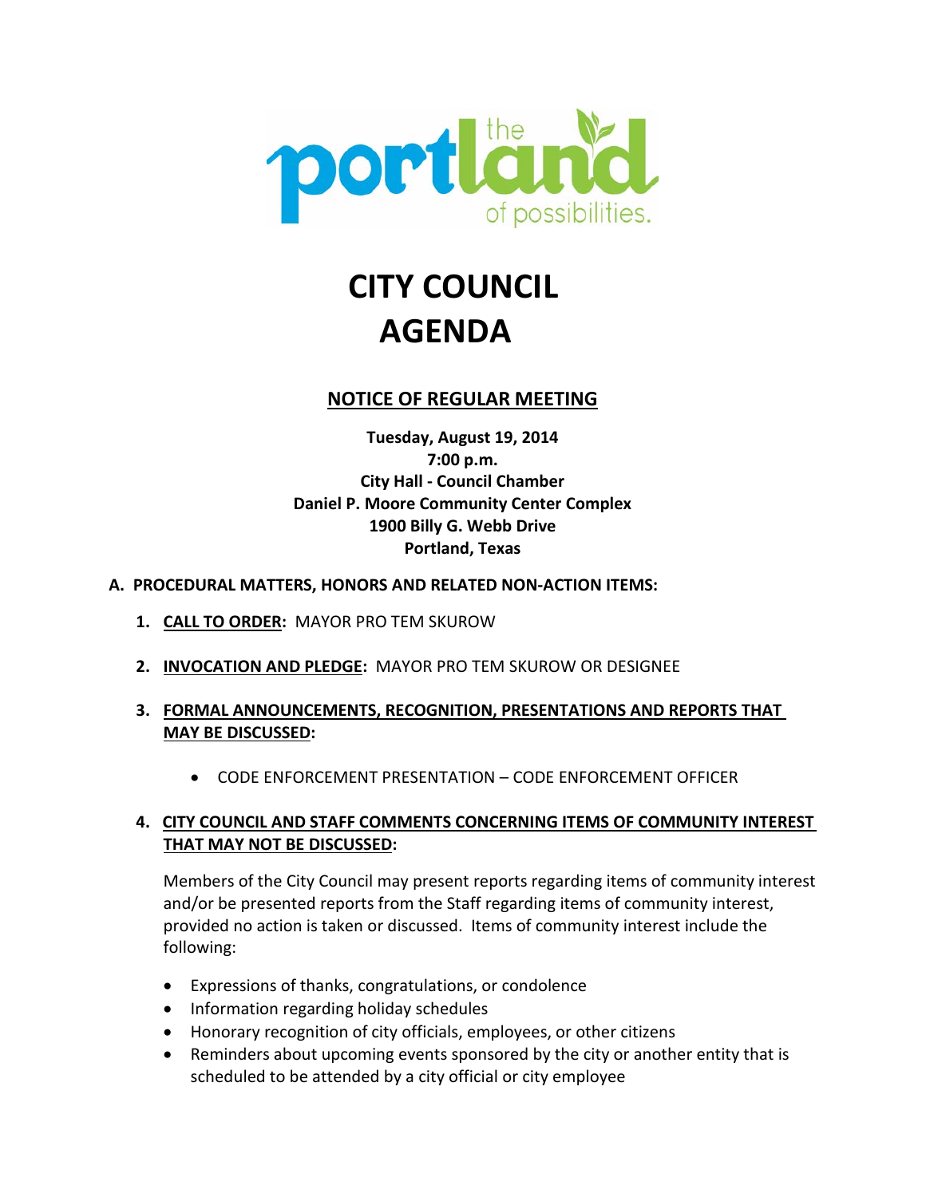the portland of possibilities.

# CITY COUNCIL AGENDA

## NOTICE OF REGULAR MEETING

**Tuesday, August 19, 2014**
**7:00 p.m.**
**City Hall - Council Chamber**
**Daniel P. Moore Community Center Complex**
**1900 Billy G. Webb Drive**
**Portland, Texas**

**A. PROCEDURAL MATTERS, HONORS AND RELATED NON-ACTION ITEMS:**

1. **CALL TO ORDER:** MAYOR PRO TEM SKUROW

2. **INVOCATION AND PLEDGE:** MAYOR PRO TEM SKUROW OR DESIGNEE

3. **FORMAL ANNOUNCEMENTS, RECOGNITION, PRESENTATIONS AND REPORTS THAT MAY BE DISCUSSED:**

   - CODE ENFORCEMENT PRESENTATION – CODE ENFORCEMENT OFFICER

4. **CITY COUNCIL AND STAFF COMMENTS CONCERNING ITEMS OF COMMUNITY INTEREST THAT MAY NOT BE DISCUSSED:**

   Members of the City Council may present reports regarding items of community interest and/or be presented reports from the Staff regarding items of community interest, provided no action is taken or discussed. Items of community interest include the following:

   - Expressions of thanks, congratulations, or condolence
   - Information regarding holiday schedules
   - Honorary recognition of city officials, employees, or other citizens
   - Reminders about upcoming events sponsored by the city or another entity that is scheduled to be attended by a city official or city employee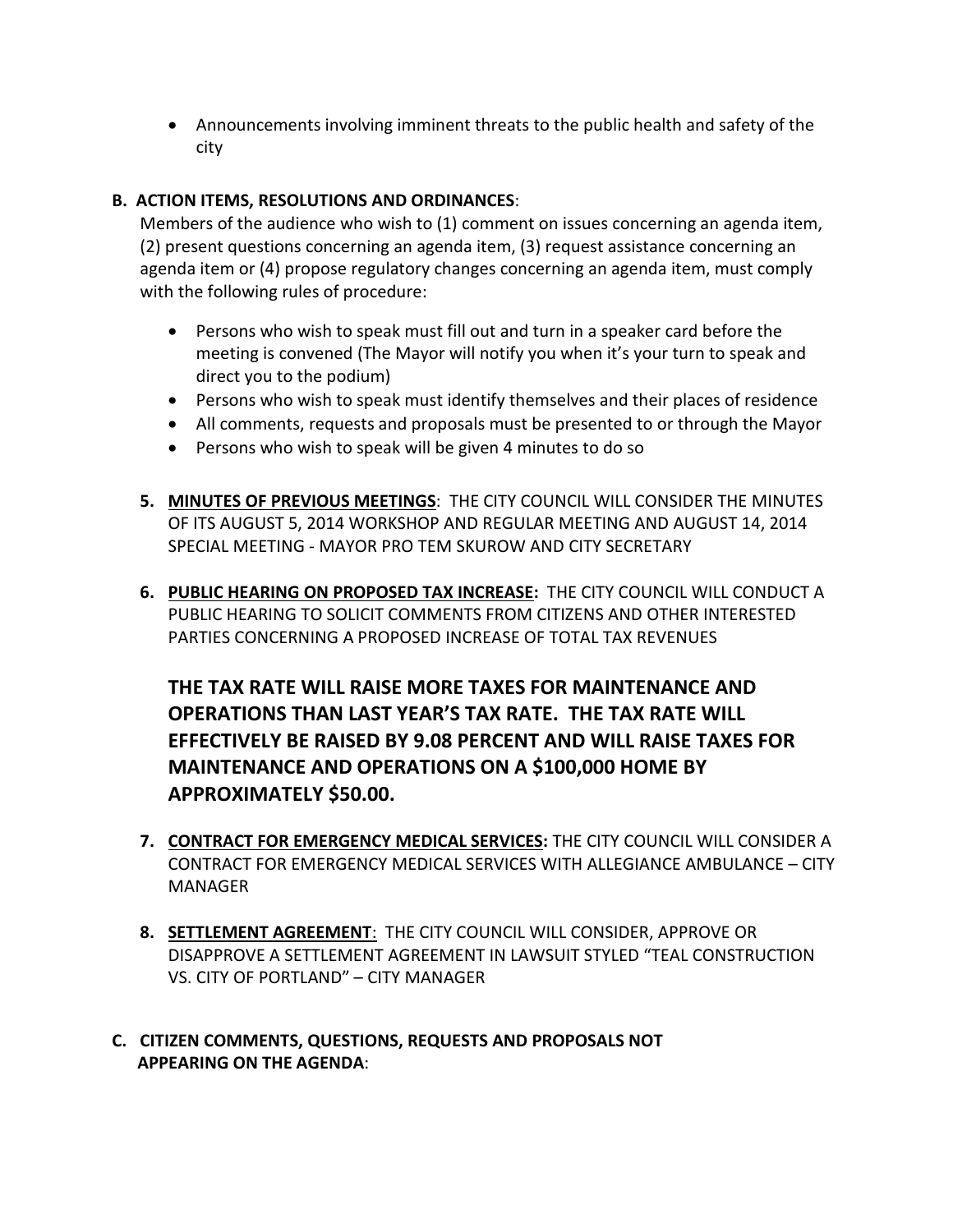- Announcements involving imminent threats to the public health and safety of the city

**B. ACTION ITEMS, RESOLUTIONS AND ORDINANCES**:

Members of the audience who wish to (1) comment on issues concerning an agenda item, (2) present questions concerning an agenda item, (3) request assistance concerning an agenda item or (4) propose regulatory changes concerning an agenda item, must comply with the following rules of procedure:

- Persons who wish to speak must fill out and turn in a speaker card before the meeting is convened (The Mayor will notify you when it's your turn to speak and direct you to the podium)
- Persons who wish to speak must identify themselves and their places of residence
- All comments, requests and proposals must be presented to or through the Mayor
- Persons who wish to speak will be given 4 minutes to do so

5. **MINUTES OF PREVIOUS MEETINGS**: THE CITY COUNCIL WILL CONSIDER THE MINUTES OF ITS AUGUST 5, 2014 WORKSHOP AND REGULAR MEETING AND AUGUST 14, 2014 SPECIAL MEETING - MAYOR PRO TEM SKUROW AND CITY SECRETARY

6. **PUBLIC HEARING ON PROPOSED TAX INCREASE:** THE CITY COUNCIL WILL CONDUCT A PUBLIC HEARING TO SOLICIT COMMENTS FROM CITIZENS AND OTHER INTERESTED PARTIES CONCERNING A PROPOSED INCREASE OF TOTAL TAX REVENUES

   **THE TAX RATE WILL RAISE MORE TAXES FOR MAINTENANCE AND OPERATIONS THAN LAST YEAR'S TAX RATE. THE TAX RATE WILL EFFECTIVELY BE RAISED BY 9.08 PERCENT AND WILL RAISE TAXES FOR MAINTENANCE AND OPERATIONS ON A $100,000 HOME BY APPROXIMATELY $50.00.**

7. **CONTRACT FOR EMERGENCY MEDICAL SERVICES:** THE CITY COUNCIL WILL CONSIDER A CONTRACT FOR EMERGENCY MEDICAL SERVICES WITH ALLEGIANCE AMBULANCE – CITY MANAGER

8. **SETTLEMENT AGREEMENT**: THE CITY COUNCIL WILL CONSIDER, APPROVE OR DISAPPROVE A SETTLEMENT AGREEMENT IN LAWSUIT STYLED "TEAL CONSTRUCTION VS. CITY OF PORTLAND" – CITY MANAGER

**C. CITIZEN COMMENTS, QUESTIONS, REQUESTS AND PROPOSALS NOT APPEARING ON THE AGENDA**: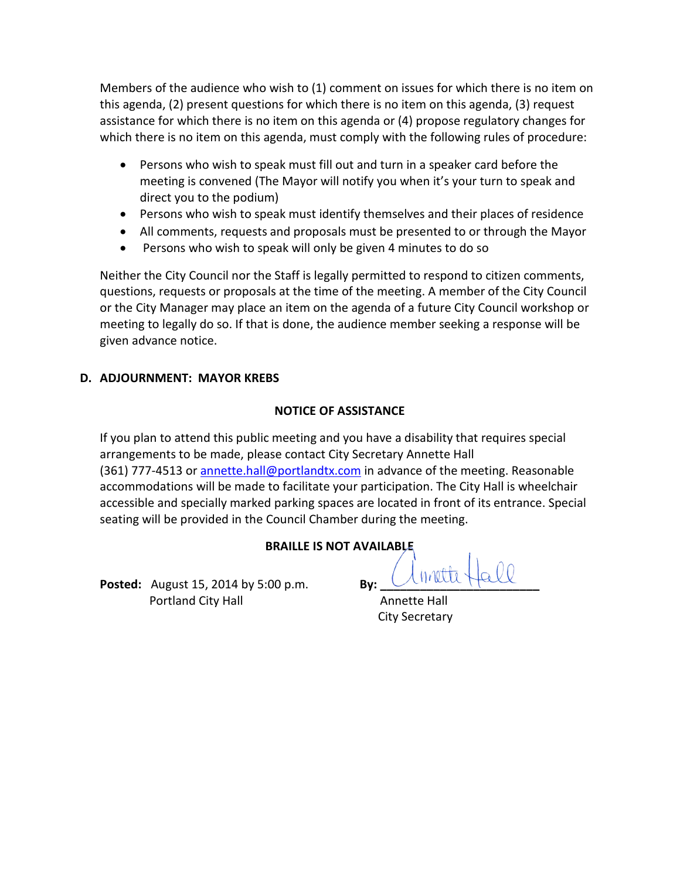Members of the audience who wish to (1) comment on issues for which there is no item on this agenda, (2) present questions for which there is no item on this agenda, (3) request assistance for which there is no item on this agenda or (4) propose regulatory changes for which there is no item on this agenda, must comply with the following rules of procedure:

- Persons who wish to speak must fill out and turn in a speaker card before the meeting is convened (The Mayor will notify you when it's your turn to speak and direct you to the podium)
- Persons who wish to speak must identify themselves and their places of residence
- All comments, requests and proposals must be presented to or through the Mayor
- Persons who wish to speak will only be given 4 minutes to do so

Neither the City Council nor the Staff is legally permitted to respond to citizen comments, questions, requests or proposals at the time of the meeting. A member of the City Council or the City Manager may place an item on the agenda of a future City Council workshop or meeting to legally do so. If that is done, the audience member seeking a response will be given advance notice.

**D. ADJOURNMENT: MAYOR KREBS**

**NOTICE OF ASSISTANCE**

If you plan to attend this public meeting and you have a disability that requires special arrangements to be made, please contact City Secretary Annette Hall (361) 777-4513 or annette.hall@portlandtx.com in advance of the meeting. Reasonable accommodations will be made to facilitate your participation. The City Hall is wheelchair accessible and specially marked parking spaces are located in front of its entrance. Special seating will be provided in the Council Chamber during the meeting.

**BRAILLE IS NOT AVAILABLE**

**Posted:** August 15, 2014 by 5:00 p.m.
Portland City Hall

**By:** Annette Hall
Annette Hall
City Secretary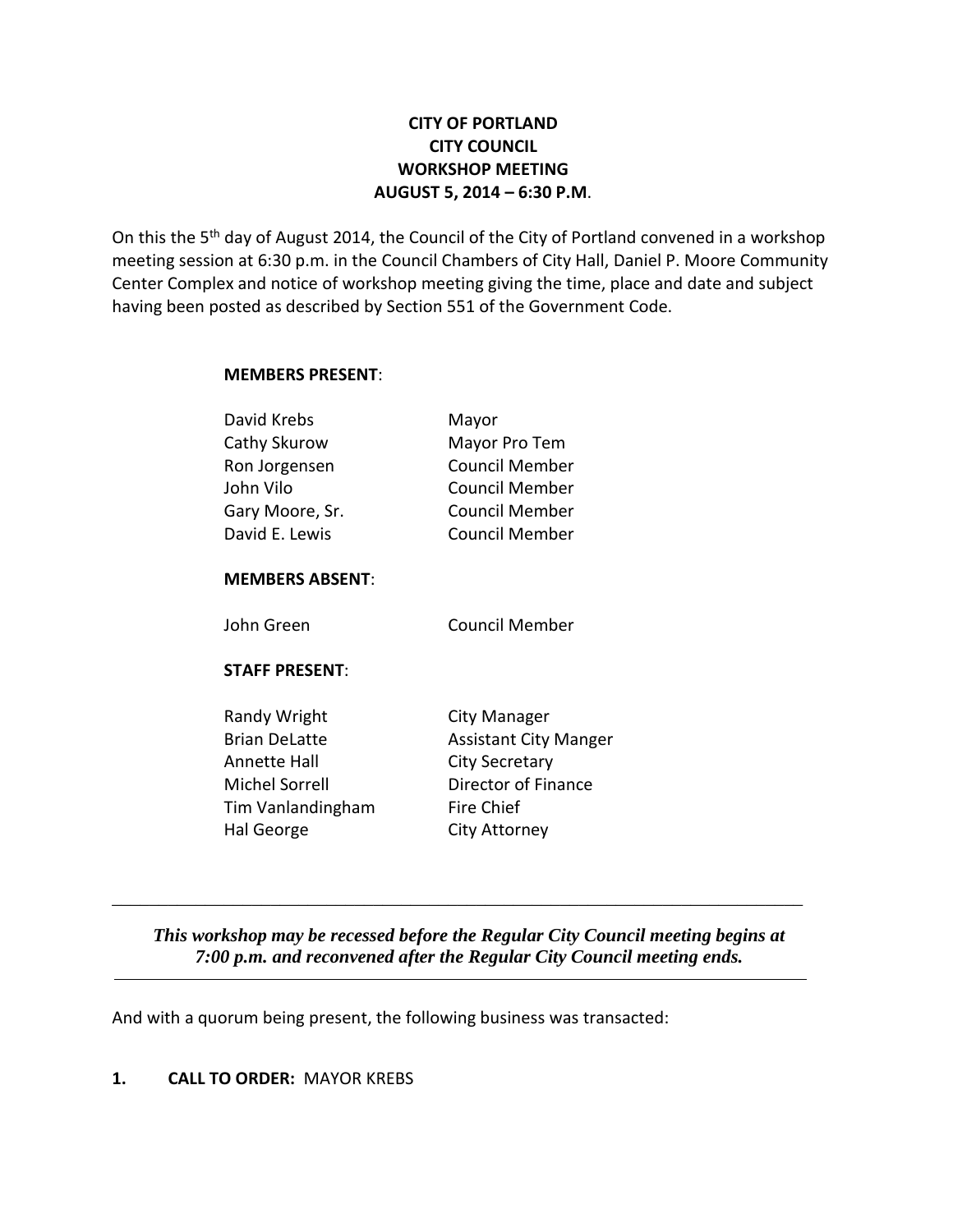**CITY OF PORTLAND**
**CITY COUNCIL**
**WORKSHOP MEETING**
**AUGUST 5, 2014 – 6:30 P.M**.

On this the 5th day of August 2014, the Council of the City of Portland convened in a workshop meeting session at 6:30 p.m. in the Council Chambers of City Hall, Daniel P. Moore Community Center Complex and notice of workshop meeting giving the time, place and date and subject having been posted as described by Section 551 of the Government Code.

**MEMBERS PRESENT**:

| | |
|---|---|
| David Krebs | Mayor |
| Cathy Skurow | Mayor Pro Tem |
| Ron Jorgensen | Council Member |
| John Vilo | Council Member |
| Gary Moore, Sr. | Council Member |
| David E. Lewis | Council Member |

**MEMBERS ABSENT**:

| | |
|---|---|
| John Green | Council Member |

**STAFF PRESENT**:

| | |
|---|---|
| Randy Wright | City Manager |
| Brian DeLatte | Assistant City Manger |
| Annette Hall | City Secretary |
| Michel Sorrell | Director of Finance |
| Tim Vanlandingham | Fire Chief |
| Hal George | City Attorney |

---

***This workshop may be recessed before the Regular City Council meeting begins at 7:00 p.m. and reconvened after the Regular City Council meeting ends.***

---

And with a quorum being present, the following business was transacted:

**1. CALL TO ORDER:** MAYOR KREBS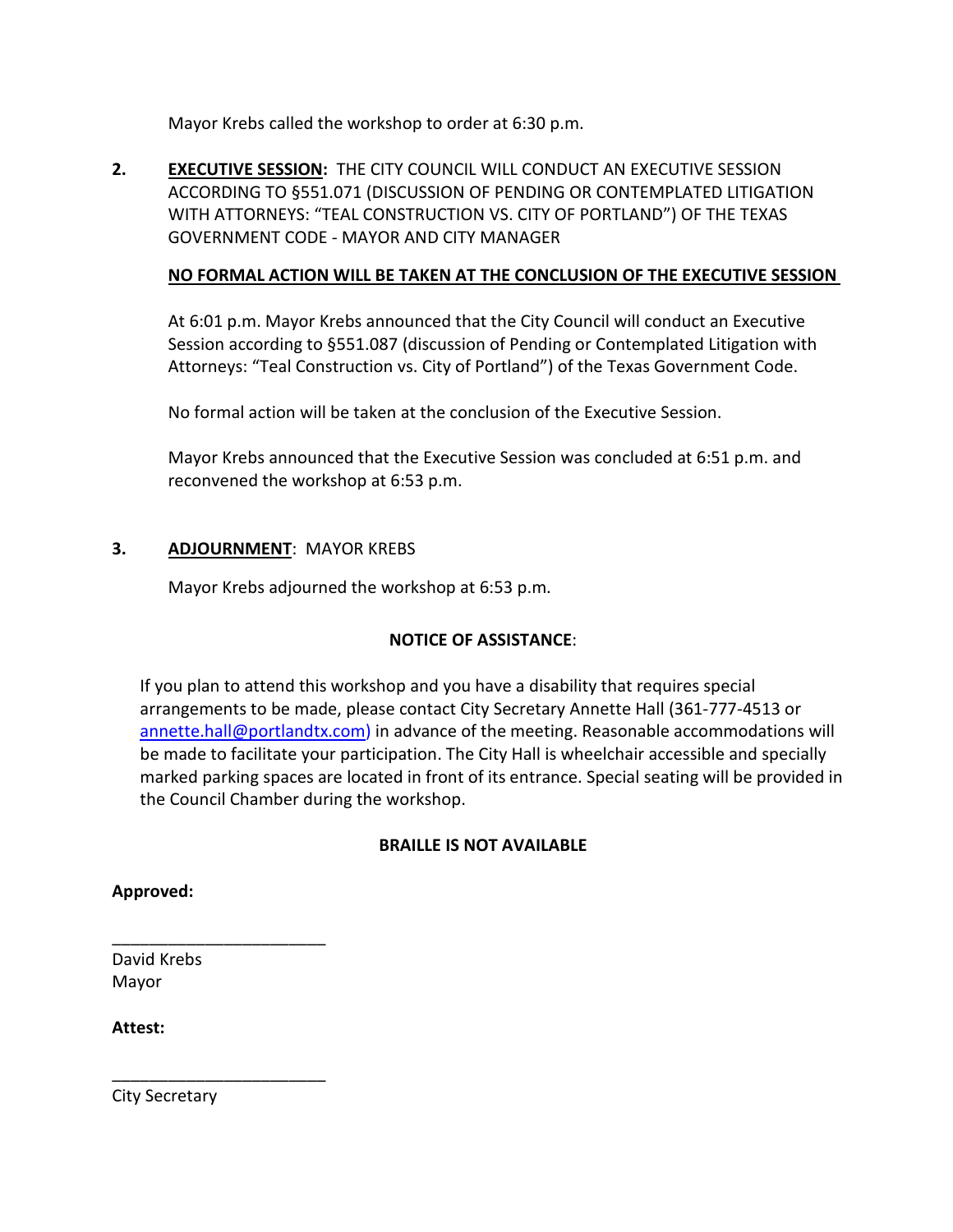Mayor Krebs called the workshop to order at 6:30 p.m.

**2.** **<u>EXECUTIVE SESSION</u>:** THE CITY COUNCIL WILL CONDUCT AN EXECUTIVE SESSION ACCORDING TO §551.071 (DISCUSSION OF PENDING OR CONTEMPLATED LITIGATION WITH ATTORNEYS: "TEAL CONSTRUCTION VS. CITY OF PORTLAND") OF THE TEXAS GOVERNMENT CODE - MAYOR AND CITY MANAGER

**<u>NO FORMAL ACTION WILL BE TAKEN AT THE CONCLUSION OF THE EXECUTIVE SESSION</u>**

At 6:01 p.m. Mayor Krebs announced that the City Council will conduct an Executive Session according to §551.087 (discussion of Pending or Contemplated Litigation with Attorneys: "Teal Construction vs. City of Portland") of the Texas Government Code.

No formal action will be taken at the conclusion of the Executive Session.

Mayor Krebs announced that the Executive Session was concluded at 6:51 p.m. and reconvened the workshop at 6:53 p.m.

**3.** **<u>ADJOURNMENT</u>**: MAYOR KREBS

Mayor Krebs adjourned the workshop at 6:53 p.m.

**NOTICE OF ASSISTANCE**:

If you plan to attend this workshop and you have a disability that requires special arrangements to be made, please contact City Secretary Annette Hall (361-777-4513 or annette.hall@portlandtx.com) in advance of the meeting. Reasonable accommodations will be made to facilitate your participation. The City Hall is wheelchair accessible and specially marked parking spaces are located in front of its entrance. Special seating will be provided in the Council Chamber during the workshop.

**BRAILLE IS NOT AVAILABLE**

**Approved:**

_______________________

David Krebs
Mayor

**Attest:**

_______________________

City Secretary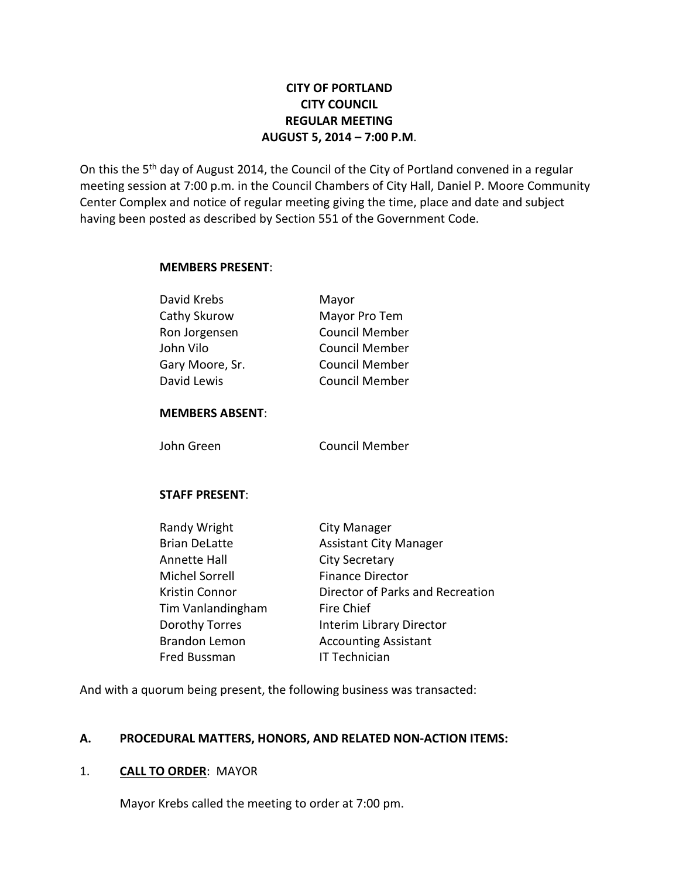**CITY OF PORTLAND**
**CITY COUNCIL**
**REGULAR MEETING**
**AUGUST 5, 2014 – 7:00 P.M**.

On this the 5th day of August 2014, the Council of the City of Portland convened in a regular meeting session at 7:00 p.m. in the Council Chambers of City Hall, Daniel P. Moore Community Center Complex and notice of regular meeting giving the time, place and date and subject having been posted as described by Section 551 of the Government Code.

**MEMBERS PRESENT**:

| | |
|---|---|
| David Krebs | Mayor |
| Cathy Skurow | Mayor Pro Tem |
| Ron Jorgensen | Council Member |
| John Vilo | Council Member |
| Gary Moore, Sr. | Council Member |
| David Lewis | Council Member |

**MEMBERS ABSENT**:

| | |
|---|---|
| John Green | Council Member |

**STAFF PRESENT**:

| | |
|---|---|
| Randy Wright | City Manager |
| Brian DeLatte | Assistant City Manager |
| Annette Hall | City Secretary |
| Michel Sorrell | Finance Director |
| Kristin Connor | Director of Parks and Recreation |
| Tim Vanlandingham | Fire Chief |
| Dorothy Torres | Interim Library Director |
| Brandon Lemon | Accounting Assistant |
| Fred Bussman | IT Technician |

And with a quorum being present, the following business was transacted:

**A. PROCEDURAL MATTERS, HONORS, AND RELATED NON-ACTION ITEMS:**

1. **CALL TO ORDER**: MAYOR

   Mayor Krebs called the meeting to order at 7:00 pm.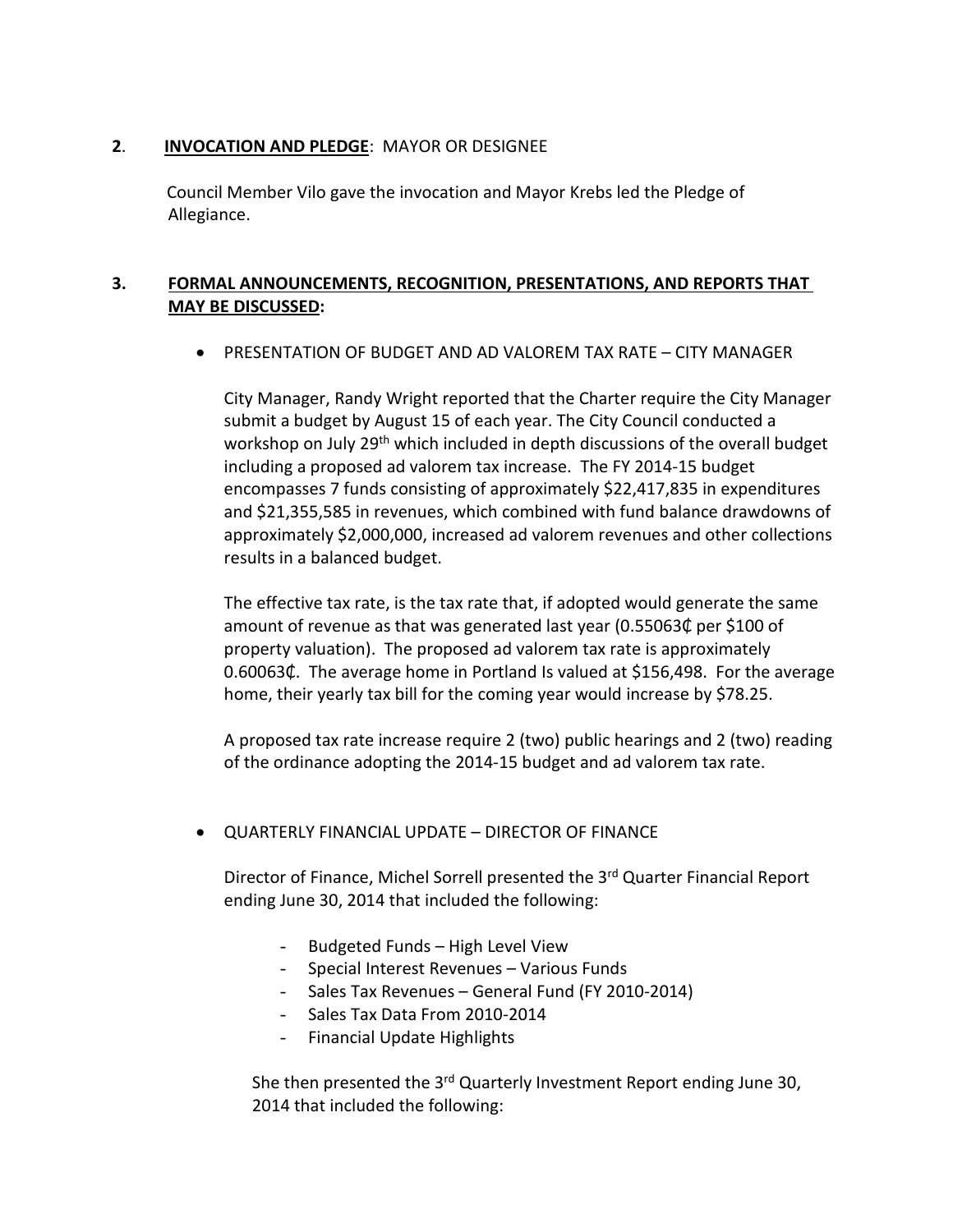**2**. **INVOCATION AND PLEDGE**: MAYOR OR DESIGNEE

Council Member Vilo gave the invocation and Mayor Krebs led the Pledge of Allegiance.

**3. FORMAL ANNOUNCEMENTS, RECOGNITION, PRESENTATIONS, AND REPORTS THAT MAY BE DISCUSSED:**

- PRESENTATION OF BUDGET AND AD VALOREM TAX RATE – CITY MANAGER

  City Manager, Randy Wright reported that the Charter require the City Manager submit a budget by August 15 of each year. The City Council conducted a workshop on July 29th which included in depth discussions of the overall budget including a proposed ad valorem tax increase. The FY 2014-15 budget encompasses 7 funds consisting of approximately $22,417,835 in expenditures and $21,355,585 in revenues, which combined with fund balance drawdowns of approximately $2,000,000, increased ad valorem revenues and other collections results in a balanced budget.

  The effective tax rate, is the tax rate that, if adopted would generate the same amount of revenue as that was generated last year (0.55063₵ per $100 of property valuation). The proposed ad valorem tax rate is approximately 0.60063₵. The average home in Portland Is valued at $156,498. For the average home, their yearly tax bill for the coming year would increase by $78.25.

  A proposed tax rate increase require 2 (two) public hearings and 2 (two) reading of the ordinance adopting the 2014-15 budget and ad valorem tax rate.

- QUARTERLY FINANCIAL UPDATE – DIRECTOR OF FINANCE

  Director of Finance, Michel Sorrell presented the 3rd Quarter Financial Report ending June 30, 2014 that included the following:

  - Budgeted Funds – High Level View
  - Special Interest Revenues – Various Funds
  - Sales Tax Revenues – General Fund (FY 2010-2014)
  - Sales Tax Data From 2010-2014
  - Financial Update Highlights

  She then presented the 3rd Quarterly Investment Report ending June 30, 2014 that included the following: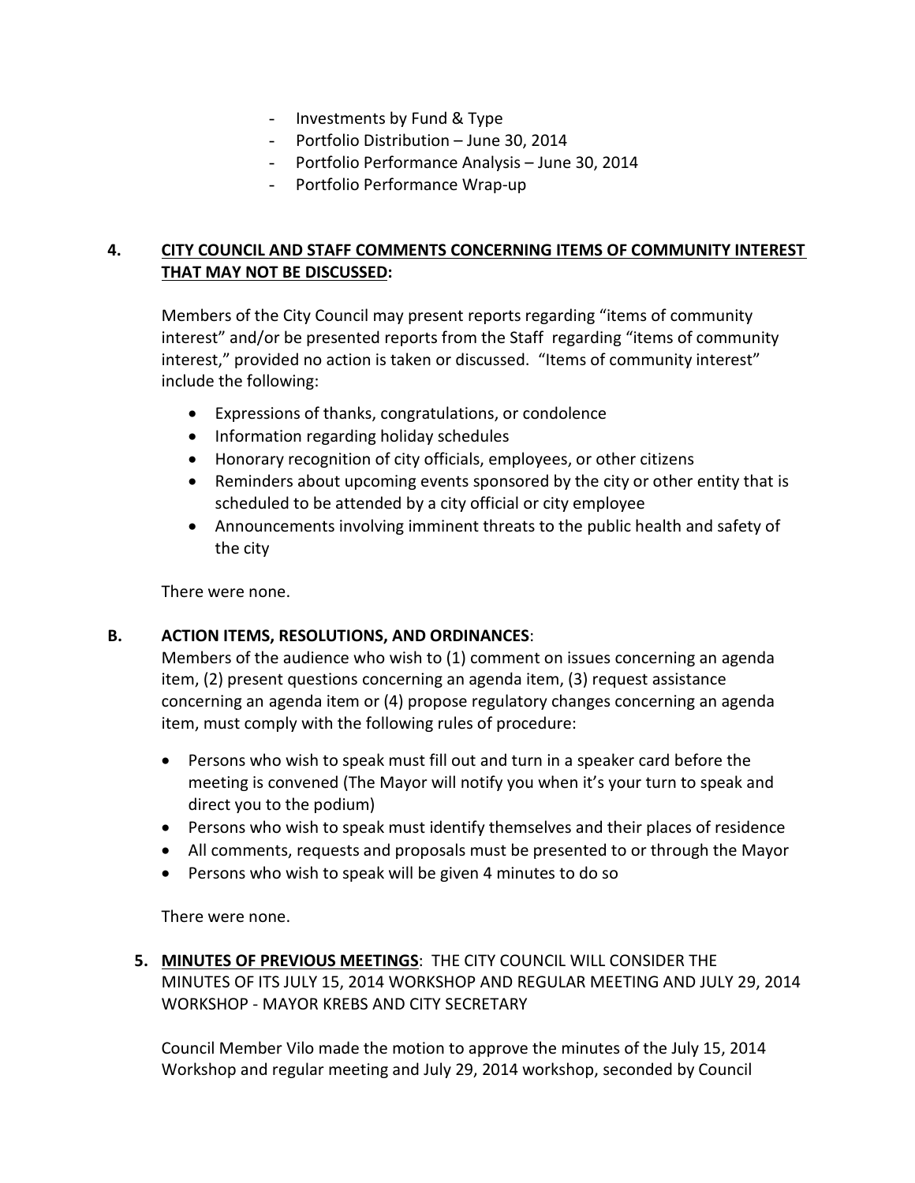- Investments by Fund & Type
- Portfolio Distribution – June 30, 2014
- Portfolio Performance Analysis – June 30, 2014
- Portfolio Performance Wrap-up

**4. <u>CITY COUNCIL AND STAFF COMMENTS CONCERNING ITEMS OF COMMUNITY INTEREST THAT MAY NOT BE DISCUSSED</u>:**

Members of the City Council may present reports regarding "items of community interest" and/or be presented reports from the Staff regarding "items of community interest," provided no action is taken or discussed. "Items of community interest" include the following:

- Expressions of thanks, congratulations, or condolence
- Information regarding holiday schedules
- Honorary recognition of city officials, employees, or other citizens
- Reminders about upcoming events sponsored by the city or other entity that is scheduled to be attended by a city official or city employee
- Announcements involving imminent threats to the public health and safety of the city

There were none.

**B. ACTION ITEMS, RESOLUTIONS, AND ORDINANCES**:

Members of the audience who wish to (1) comment on issues concerning an agenda item, (2) present questions concerning an agenda item, (3) request assistance concerning an agenda item or (4) propose regulatory changes concerning an agenda item, must comply with the following rules of procedure:

- Persons who wish to speak must fill out and turn in a speaker card before the meeting is convened (The Mayor will notify you when it's your turn to speak and direct you to the podium)
- Persons who wish to speak must identify themselves and their places of residence
- All comments, requests and proposals must be presented to or through the Mayor
- Persons who wish to speak will be given 4 minutes to do so

There were none.

**5. <u>MINUTES OF PREVIOUS MEETINGS</u>**: THE CITY COUNCIL WILL CONSIDER THE MINUTES OF ITS JULY 15, 2014 WORKSHOP AND REGULAR MEETING AND JULY 29, 2014 WORKSHOP - MAYOR KREBS AND CITY SECRETARY

Council Member Vilo made the motion to approve the minutes of the July 15, 2014 Workshop and regular meeting and July 29, 2014 workshop, seconded by Council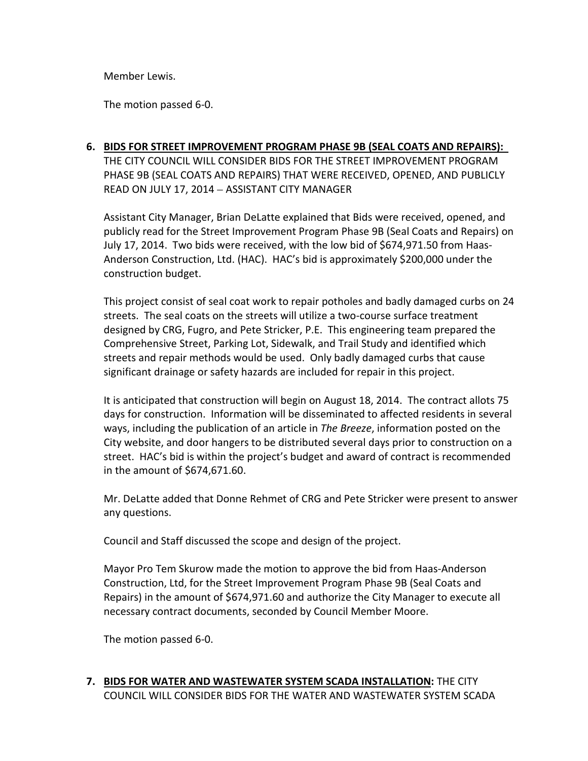Member Lewis.

The motion passed 6-0.

6. **BIDS FOR STREET IMPROVEMENT PROGRAM PHASE 9B (SEAL COATS AND REPAIRS):** THE CITY COUNCIL WILL CONSIDER BIDS FOR THE STREET IMPROVEMENT PROGRAM PHASE 9B (SEAL COATS AND REPAIRS) THAT WERE RECEIVED, OPENED, AND PUBLICLY READ ON JULY 17, 2014 – ASSISTANT CITY MANAGER

   Assistant City Manager, Brian DeLatte explained that Bids were received, opened, and publicly read for the Street Improvement Program Phase 9B (Seal Coats and Repairs) on July 17, 2014. Two bids were received, with the low bid of $674,971.50 from Haas-Anderson Construction, Ltd. (HAC). HAC's bid is approximately $200,000 under the construction budget.

   This project consist of seal coat work to repair potholes and badly damaged curbs on 24 streets. The seal coats on the streets will utilize a two-course surface treatment designed by CRG, Fugro, and Pete Stricker, P.E. This engineering team prepared the Comprehensive Street, Parking Lot, Sidewalk, and Trail Study and identified which streets and repair methods would be used. Only badly damaged curbs that cause significant drainage or safety hazards are included for repair in this project.

   It is anticipated that construction will begin on August 18, 2014. The contract allots 75 days for construction. Information will be disseminated to affected residents in several ways, including the publication of an article in *The Breeze*, information posted on the City website, and door hangers to be distributed several days prior to construction on a street. HAC's bid is within the project's budget and award of contract is recommended in the amount of $674,671.60.

   Mr. DeLatte added that Donne Rehmet of CRG and Pete Stricker were present to answer any questions.

   Council and Staff discussed the scope and design of the project.

   Mayor Pro Tem Skurow made the motion to approve the bid from Haas-Anderson Construction, Ltd, for the Street Improvement Program Phase 9B (Seal Coats and Repairs) in the amount of $674,971.60 and authorize the City Manager to execute all necessary contract documents, seconded by Council Member Moore.

   The motion passed 6-0.

7. **BIDS FOR WATER AND WASTEWATER SYSTEM SCADA INSTALLATION:** THE CITY COUNCIL WILL CONSIDER BIDS FOR THE WATER AND WASTEWATER SYSTEM SCADA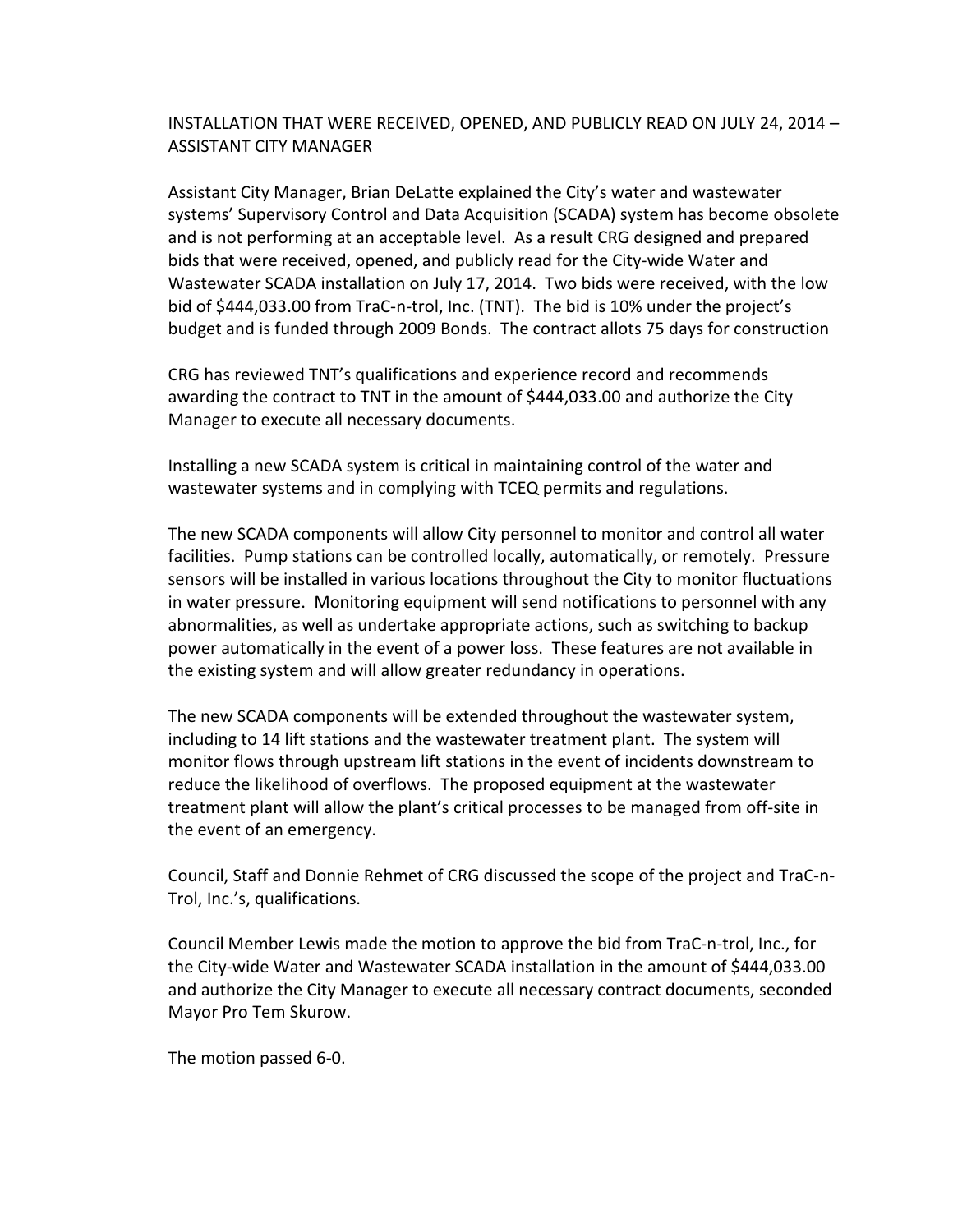INSTALLATION THAT WERE RECEIVED, OPENED, AND PUBLICLY READ ON JULY 24, 2014 – ASSISTANT CITY MANAGER

Assistant City Manager, Brian DeLatte explained the City's water and wastewater systems' Supervisory Control and Data Acquisition (SCADA) system has become obsolete and is not performing at an acceptable level. As a result CRG designed and prepared bids that were received, opened, and publicly read for the City-wide Water and Wastewater SCADA installation on July 17, 2014. Two bids were received, with the low bid of $444,033.00 from TraC-n-trol, Inc. (TNT). The bid is 10% under the project's budget and is funded through 2009 Bonds. The contract allots 75 days for construction

CRG has reviewed TNT's qualifications and experience record and recommends awarding the contract to TNT in the amount of $444,033.00 and authorize the City Manager to execute all necessary documents.

Installing a new SCADA system is critical in maintaining control of the water and wastewater systems and in complying with TCEQ permits and regulations.

The new SCADA components will allow City personnel to monitor and control all water facilities. Pump stations can be controlled locally, automatically, or remotely. Pressure sensors will be installed in various locations throughout the City to monitor fluctuations in water pressure. Monitoring equipment will send notifications to personnel with any abnormalities, as well as undertake appropriate actions, such as switching to backup power automatically in the event of a power loss. These features are not available in the existing system and will allow greater redundancy in operations.

The new SCADA components will be extended throughout the wastewater system, including to 14 lift stations and the wastewater treatment plant. The system will monitor flows through upstream lift stations in the event of incidents downstream to reduce the likelihood of overflows. The proposed equipment at the wastewater treatment plant will allow the plant's critical processes to be managed from off-site in the event of an emergency.

Council, Staff and Donnie Rehmet of CRG discussed the scope of the project and TraC-n-Trol, Inc.'s, qualifications.

Council Member Lewis made the motion to approve the bid from TraC-n-trol, Inc., for the City-wide Water and Wastewater SCADA installation in the amount of $444,033.00 and authorize the City Manager to execute all necessary contract documents, seconded Mayor Pro Tem Skurow.

The motion passed 6-0.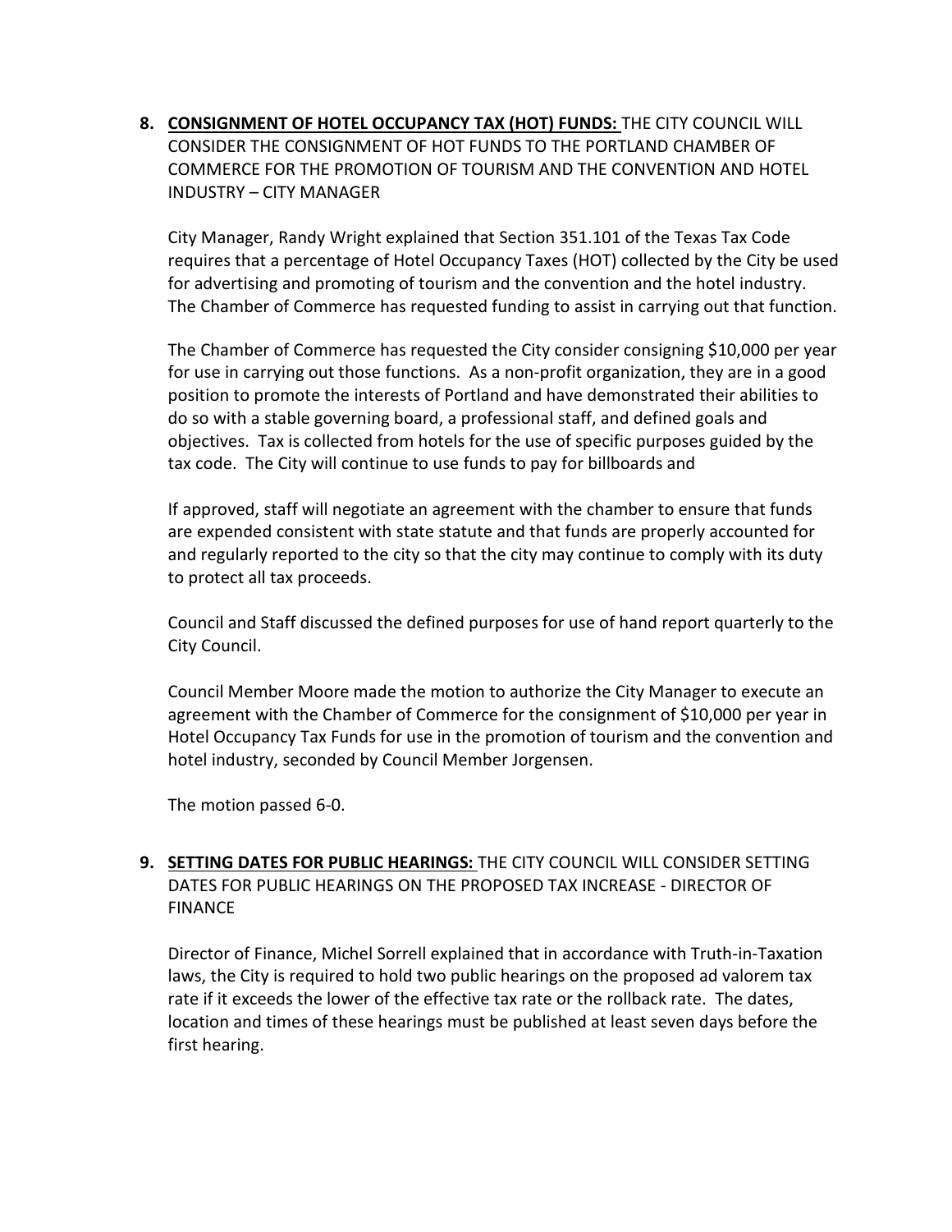8. **CONSIGNMENT OF HOTEL OCCUPANCY TAX (HOT) FUNDS:** THE CITY COUNCIL WILL CONSIDER THE CONSIGNMENT OF HOT FUNDS TO THE PORTLAND CHAMBER OF COMMERCE FOR THE PROMOTION OF TOURISM AND THE CONVENTION AND HOTEL INDUSTRY – CITY MANAGER

   City Manager, Randy Wright explained that Section 351.101 of the Texas Tax Code requires that a percentage of Hotel Occupancy Taxes (HOT) collected by the City be used for advertising and promoting of tourism and the convention and the hotel industry. The Chamber of Commerce has requested funding to assist in carrying out that function.

   The Chamber of Commerce has requested the City consider consigning $10,000 per year for use in carrying out those functions. As a non-profit organization, they are in a good position to promote the interests of Portland and have demonstrated their abilities to do so with a stable governing board, a professional staff, and defined goals and objectives. Tax is collected from hotels for the use of specific purposes guided by the tax code. The City will continue to use funds to pay for billboards and

   If approved, staff will negotiate an agreement with the chamber to ensure that funds are expended consistent with state statute and that funds are properly accounted for and regularly reported to the city so that the city may continue to comply with its duty to protect all tax proceeds.

   Council and Staff discussed the defined purposes for use of hand report quarterly to the City Council.

   Council Member Moore made the motion to authorize the City Manager to execute an agreement with the Chamber of Commerce for the consignment of $10,000 per year in Hotel Occupancy Tax Funds for use in the promotion of tourism and the convention and hotel industry, seconded by Council Member Jorgensen.

   The motion passed 6-0.

9. **SETTING DATES FOR PUBLIC HEARINGS:** THE CITY COUNCIL WILL CONSIDER SETTING DATES FOR PUBLIC HEARINGS ON THE PROPOSED TAX INCREASE - DIRECTOR OF FINANCE

   Director of Finance, Michel Sorrell explained that in accordance with Truth-in-Taxation laws, the City is required to hold two public hearings on the proposed ad valorem tax rate if it exceeds the lower of the effective tax rate or the rollback rate. The dates, location and times of these hearings must be published at least seven days before the first hearing.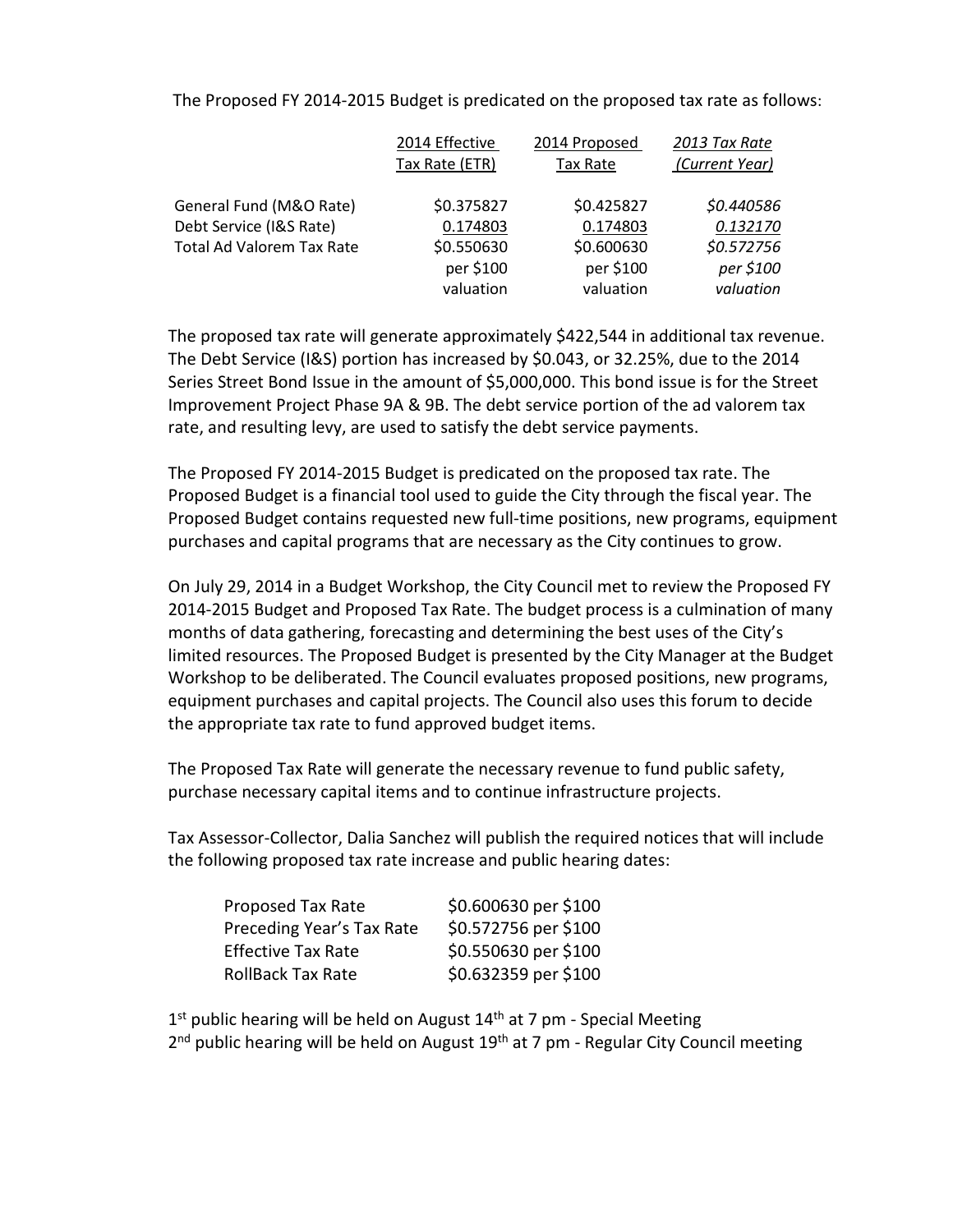The Proposed FY 2014-2015 Budget is predicated on the proposed tax rate as follows:

| | 2014 Effective Tax Rate (ETR) | 2014 Proposed Tax Rate | *2013 Tax Rate (Current Year)* |
|---|---|---|---|
| General Fund (M&O Rate) | $0.375827 | $0.425827 | *$0.440586* |
| Debt Service (I&S Rate) | 0.174803 | 0.174803 | *0.132170* |
| Total Ad Valorem Tax Rate | $0.550630 per $100 valuation | $0.600630 per $100 valuation | *$0.572756 per $100 valuation* |

The proposed tax rate will generate approximately $422,544 in additional tax revenue. The Debt Service (I&S) portion has increased by $0.043, or 32.25%, due to the 2014 Series Street Bond Issue in the amount of $5,000,000. This bond issue is for the Street Improvement Project Phase 9A & 9B. The debt service portion of the ad valorem tax rate, and resulting levy, are used to satisfy the debt service payments.

The Proposed FY 2014-2015 Budget is predicated on the proposed tax rate. The Proposed Budget is a financial tool used to guide the City through the fiscal year. The Proposed Budget contains requested new full-time positions, new programs, equipment purchases and capital programs that are necessary as the City continues to grow.

On July 29, 2014 in a Budget Workshop, the City Council met to review the Proposed FY 2014-2015 Budget and Proposed Tax Rate. The budget process is a culmination of many months of data gathering, forecasting and determining the best uses of the City's limited resources. The Proposed Budget is presented by the City Manager at the Budget Workshop to be deliberated. The Council evaluates proposed positions, new programs, equipment purchases and capital projects. The Council also uses this forum to decide the appropriate tax rate to fund approved budget items.

The Proposed Tax Rate will generate the necessary revenue to fund public safety, purchase necessary capital items and to continue infrastructure projects.

Tax Assessor-Collector, Dalia Sanchez will publish the required notices that will include the following proposed tax rate increase and public hearing dates:

| | |
|---|---|
| Proposed Tax Rate | $0.600630 per $100 |
| Preceding Year's Tax Rate | $0.572756 per $100 |
| Effective Tax Rate | $0.550630 per $100 |
| RollBack Tax Rate | $0.632359 per $100 |

1st public hearing will be held on August 14th at 7 pm - Special Meeting
2nd public hearing will be held on August 19th at 7 pm - Regular City Council meeting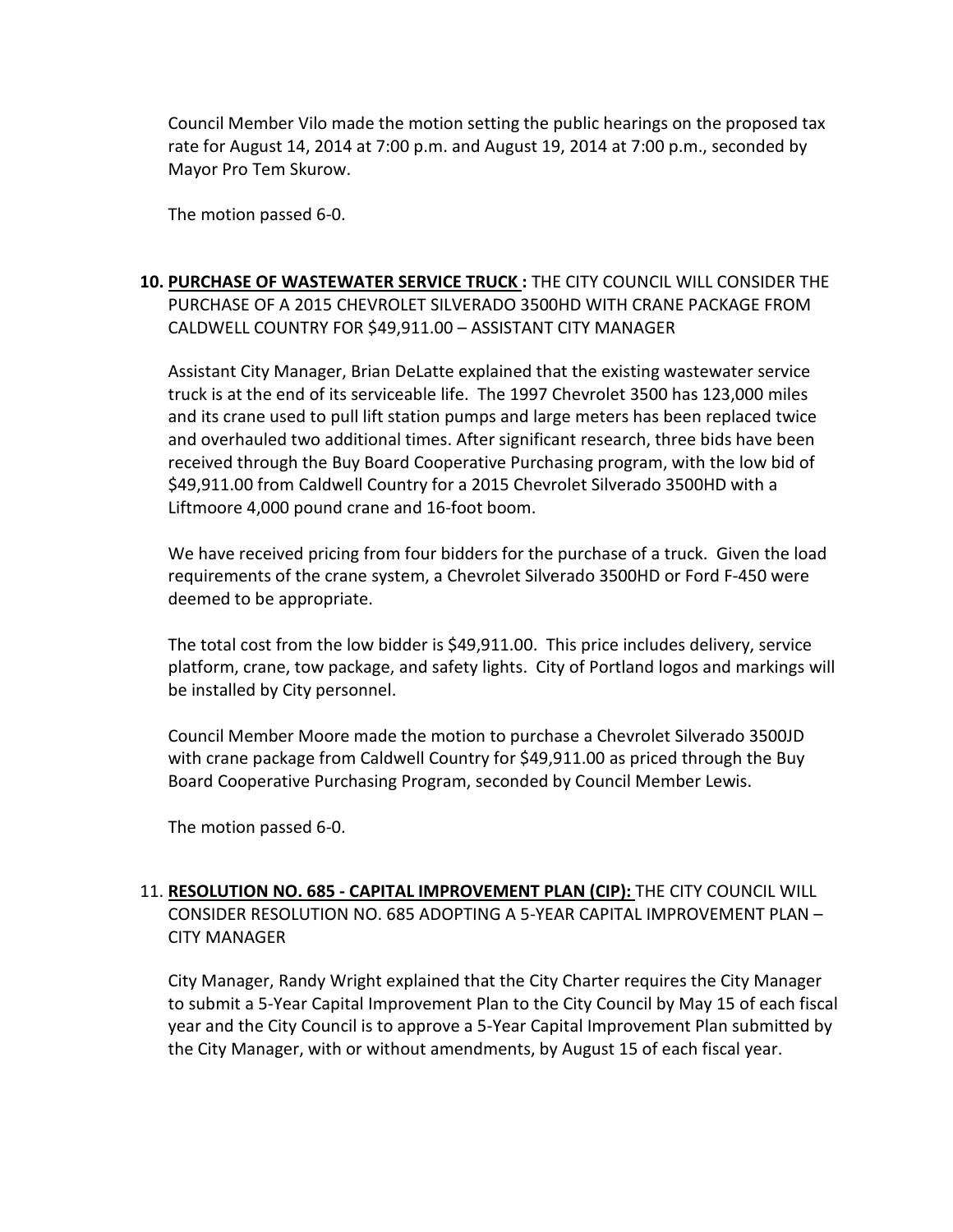Council Member Vilo made the motion setting the public hearings on the proposed tax rate for August 14, 2014 at 7:00 p.m. and August 19, 2014 at 7:00 p.m., seconded by Mayor Pro Tem Skurow.

The motion passed 6-0.

**10. <u>PURCHASE OF WASTEWATER SERVICE TRUCK</u> :** THE CITY COUNCIL WILL CONSIDER THE PURCHASE OF A 2015 CHEVROLET SILVERADO 3500HD WITH CRANE PACKAGE FROM CALDWELL COUNTRY FOR $49,911.00 – ASSISTANT CITY MANAGER

Assistant City Manager, Brian DeLatte explained that the existing wastewater service truck is at the end of its serviceable life. The 1997 Chevrolet 3500 has 123,000 miles and its crane used to pull lift station pumps and large meters has been replaced twice and overhauled two additional times. After significant research, three bids have been received through the Buy Board Cooperative Purchasing program, with the low bid of $49,911.00 from Caldwell Country for a 2015 Chevrolet Silverado 3500HD with a Liftmoore 4,000 pound crane and 16-foot boom.

We have received pricing from four bidders for the purchase of a truck. Given the load requirements of the crane system, a Chevrolet Silverado 3500HD or Ford F-450 were deemed to be appropriate.

The total cost from the low bidder is $49,911.00. This price includes delivery, service platform, crane, tow package, and safety lights. City of Portland logos and markings will be installed by City personnel.

Council Member Moore made the motion to purchase a Chevrolet Silverado 3500JD with crane package from Caldwell Country for $49,911.00 as priced through the Buy Board Cooperative Purchasing Program, seconded by Council Member Lewis.

The motion passed 6-0.

11. **<u>RESOLUTION NO. 685 - CAPITAL IMPROVEMENT PLAN (CIP):</u>** THE CITY COUNCIL WILL CONSIDER RESOLUTION NO. 685 ADOPTING A 5-YEAR CAPITAL IMPROVEMENT PLAN – CITY MANAGER

City Manager, Randy Wright explained that the City Charter requires the City Manager to submit a 5-Year Capital Improvement Plan to the City Council by May 15 of each fiscal year and the City Council is to approve a 5-Year Capital Improvement Plan submitted by the City Manager, with or without amendments, by August 15 of each fiscal year.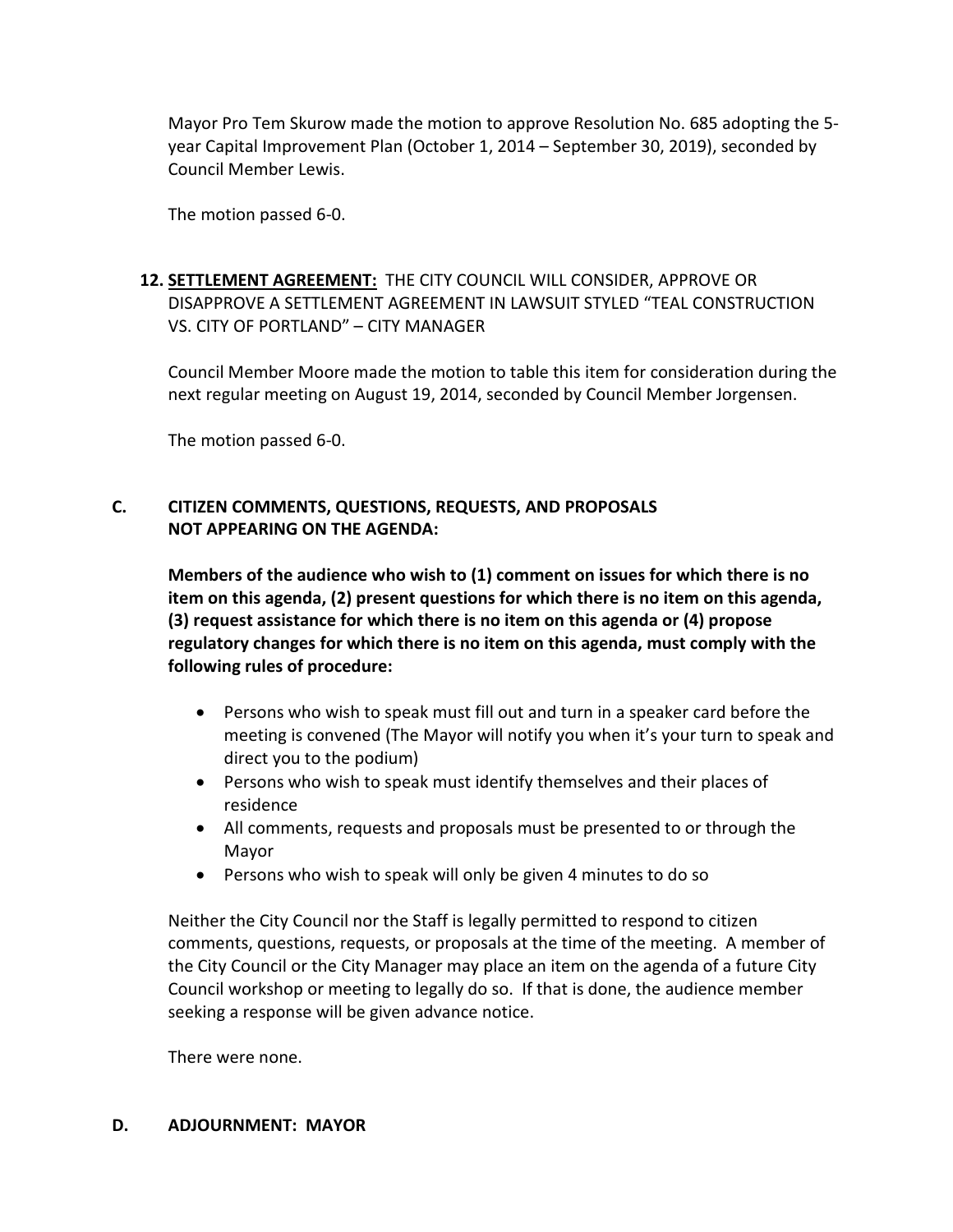Mayor Pro Tem Skurow made the motion to approve Resolution No. 685 adopting the 5-year Capital Improvement Plan (October 1, 2014 – September 30, 2019), seconded by Council Member Lewis.

The motion passed 6-0.

**12. <u>SETTLEMENT AGREEMENT:</u>** THE CITY COUNCIL WILL CONSIDER, APPROVE OR DISAPPROVE A SETTLEMENT AGREEMENT IN LAWSUIT STYLED "TEAL CONSTRUCTION VS. CITY OF PORTLAND" – CITY MANAGER

Council Member Moore made the motion to table this item for consideration during the next regular meeting on August 19, 2014, seconded by Council Member Jorgensen.

The motion passed 6-0.

## C. CITIZEN COMMENTS, QUESTIONS, REQUESTS, AND PROPOSALS NOT APPEARING ON THE AGENDA:

**Members of the audience who wish to (1) comment on issues for which there is no item on this agenda, (2) present questions for which there is no item on this agenda, (3) request assistance for which there is no item on this agenda or (4) propose regulatory changes for which there is no item on this agenda, must comply with the following rules of procedure:**

- Persons who wish to speak must fill out and turn in a speaker card before the meeting is convened (The Mayor will notify you when it's your turn to speak and direct you to the podium)
- Persons who wish to speak must identify themselves and their places of residence
- All comments, requests and proposals must be presented to or through the Mayor
- Persons who wish to speak will only be given 4 minutes to do so

Neither the City Council nor the Staff is legally permitted to respond to citizen comments, questions, requests, or proposals at the time of the meeting. A member of the City Council or the City Manager may place an item on the agenda of a future City Council workshop or meeting to legally do so. If that is done, the audience member seeking a response will be given advance notice.

There were none.

## D. ADJOURNMENT: MAYOR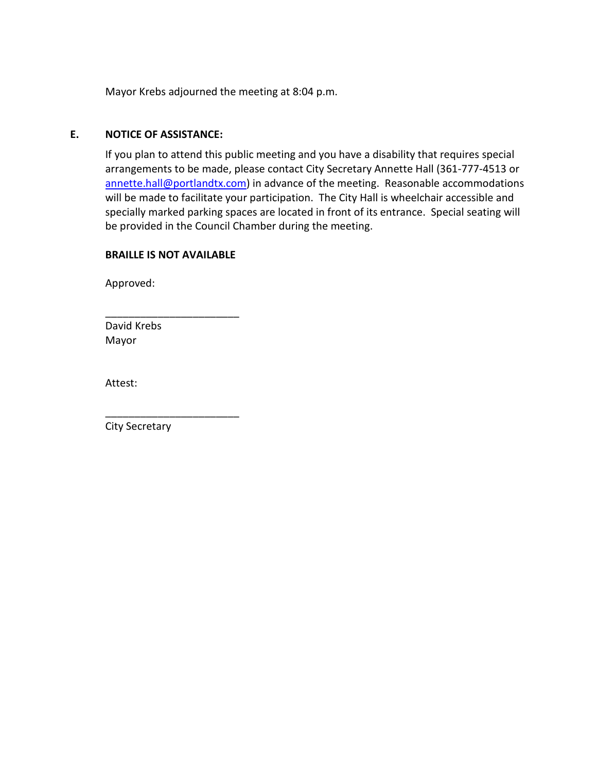Mayor Krebs adjourned the meeting at 8:04 p.m.

**E. NOTICE OF ASSISTANCE:**

If you plan to attend this public meeting and you have a disability that requires special arrangements to be made, please contact City Secretary Annette Hall (361-777-4513 or annette.hall@portlandtx.com) in advance of the meeting. Reasonable accommodations will be made to facilitate your participation. The City Hall is wheelchair accessible and specially marked parking spaces are located in front of its entrance. Special seating will be provided in the Council Chamber during the meeting.

**BRAILLE IS NOT AVAILABLE**

Approved:

_______________________
David Krebs
Mayor

Attest:

_______________________
City Secretary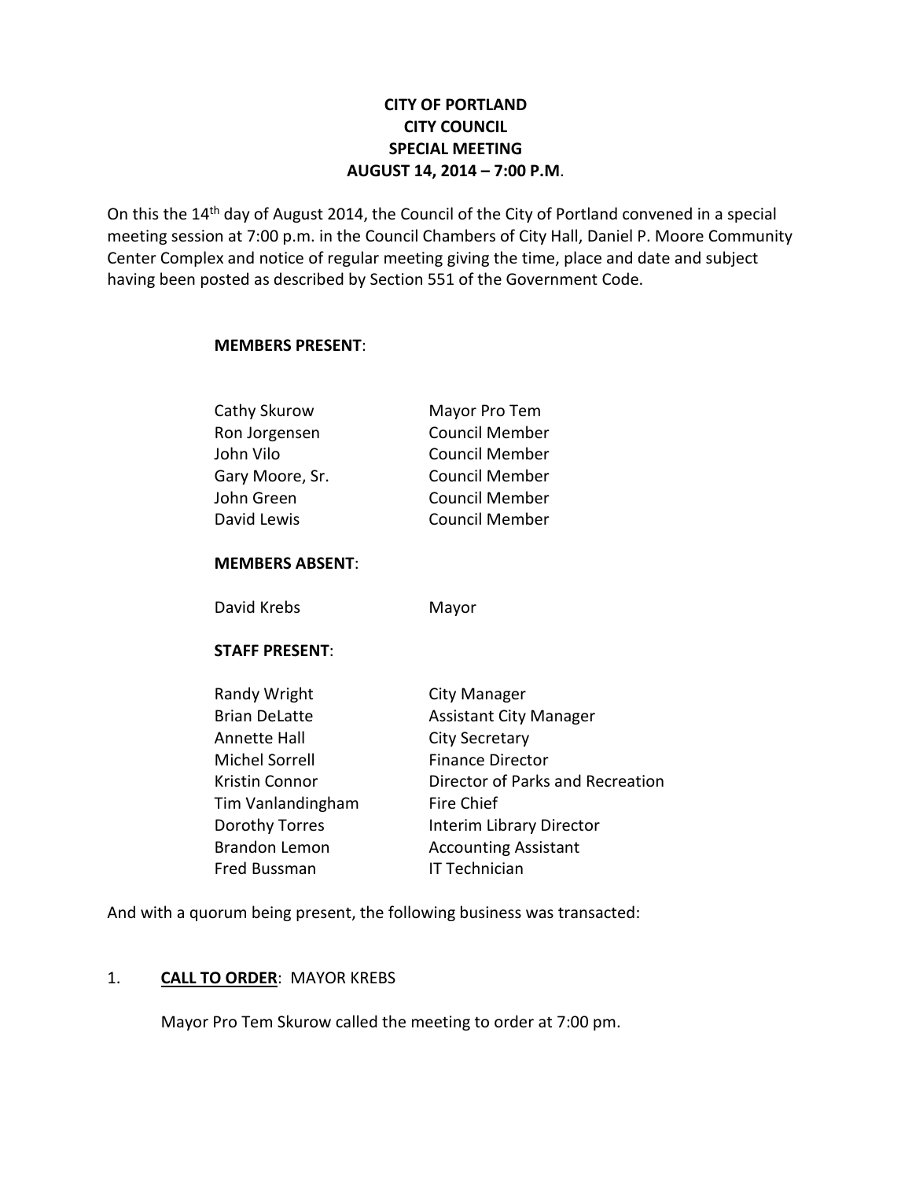**CITY OF PORTLAND**
**CITY COUNCIL**
**SPECIAL MEETING**
**AUGUST 14, 2014 – 7:00 P.M**.

On this the 14th day of August 2014, the Council of the City of Portland convened in a special meeting session at 7:00 p.m. in the Council Chambers of City Hall, Daniel P. Moore Community Center Complex and notice of regular meeting giving the time, place and date and subject having been posted as described by Section 551 of the Government Code.

**MEMBERS PRESENT**:

| | |
|---|---|
| Cathy Skurow | Mayor Pro Tem |
| Ron Jorgensen | Council Member |
| John Vilo | Council Member |
| Gary Moore, Sr. | Council Member |
| John Green | Council Member |
| David Lewis | Council Member |

**MEMBERS ABSENT**:

| | |
|---|---|
| David Krebs | Mayor |

**STAFF PRESENT**:

| | |
|---|---|
| Randy Wright | City Manager |
| Brian DeLatte | Assistant City Manager |
| Annette Hall | City Secretary |
| Michel Sorrell | Finance Director |
| Kristin Connor | Director of Parks and Recreation |
| Tim Vanlandingham | Fire Chief |
| Dorothy Torres | Interim Library Director |
| Brandon Lemon | Accounting Assistant |
| Fred Bussman | IT Technician |

And with a quorum being present, the following business was transacted:

1. **CALL TO ORDER**: MAYOR KREBS

Mayor Pro Tem Skurow called the meeting to order at 7:00 pm.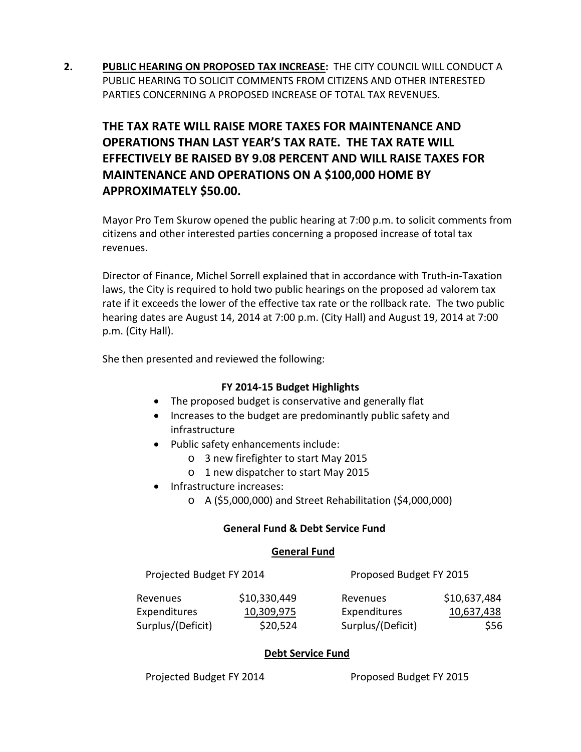**2.** **PUBLIC HEARING ON PROPOSED TAX INCREASE:** THE CITY COUNCIL WILL CONDUCT A PUBLIC HEARING TO SOLICIT COMMENTS FROM CITIZENS AND OTHER INTERESTED PARTIES CONCERNING A PROPOSED INCREASE OF TOTAL TAX REVENUES.

**THE TAX RATE WILL RAISE MORE TAXES FOR MAINTENANCE AND OPERATIONS THAN LAST YEAR'S TAX RATE. THE TAX RATE WILL EFFECTIVELY BE RAISED BY 9.08 PERCENT AND WILL RAISE TAXES FOR MAINTENANCE AND OPERATIONS ON A $100,000 HOME BY APPROXIMATELY $50.00.**

Mayor Pro Tem Skurow opened the public hearing at 7:00 p.m. to solicit comments from citizens and other interested parties concerning a proposed increase of total tax revenues.

Director of Finance, Michel Sorrell explained that in accordance with Truth-in-Taxation laws, the City is required to hold two public hearings on the proposed ad valorem tax rate if it exceeds the lower of the effective tax rate or the rollback rate. The two public hearing dates are August 14, 2014 at 7:00 p.m. (City Hall) and August 19, 2014 at 7:00 p.m. (City Hall).

She then presented and reviewed the following:

**FY 2014-15 Budget Highlights**

- The proposed budget is conservative and generally flat
- Increases to the budget are predominantly public safety and infrastructure
- Public safety enhancements include:
  - 3 new firefighter to start May 2015
  - 1 new dispatcher to start May 2015
- Infrastructure increases:
  - A ($5,000,000) and Street Rehabilitation ($4,000,000)

**General Fund & Debt Service Fund**

**General Fund**

| Projected Budget FY 2014 | | Proposed Budget FY 2015 | |
|---|---|---|---|
| Revenues | $10,330,449 | Revenues | $10,637,484 |
| Expenditures | 10,309,975 | Expenditures | 10,637,438 |
| Surplus/(Deficit) | $20,524 | Surplus/(Deficit) | $56 |

**Debt Service Fund**

Projected Budget FY 2014 Proposed Budget FY 2015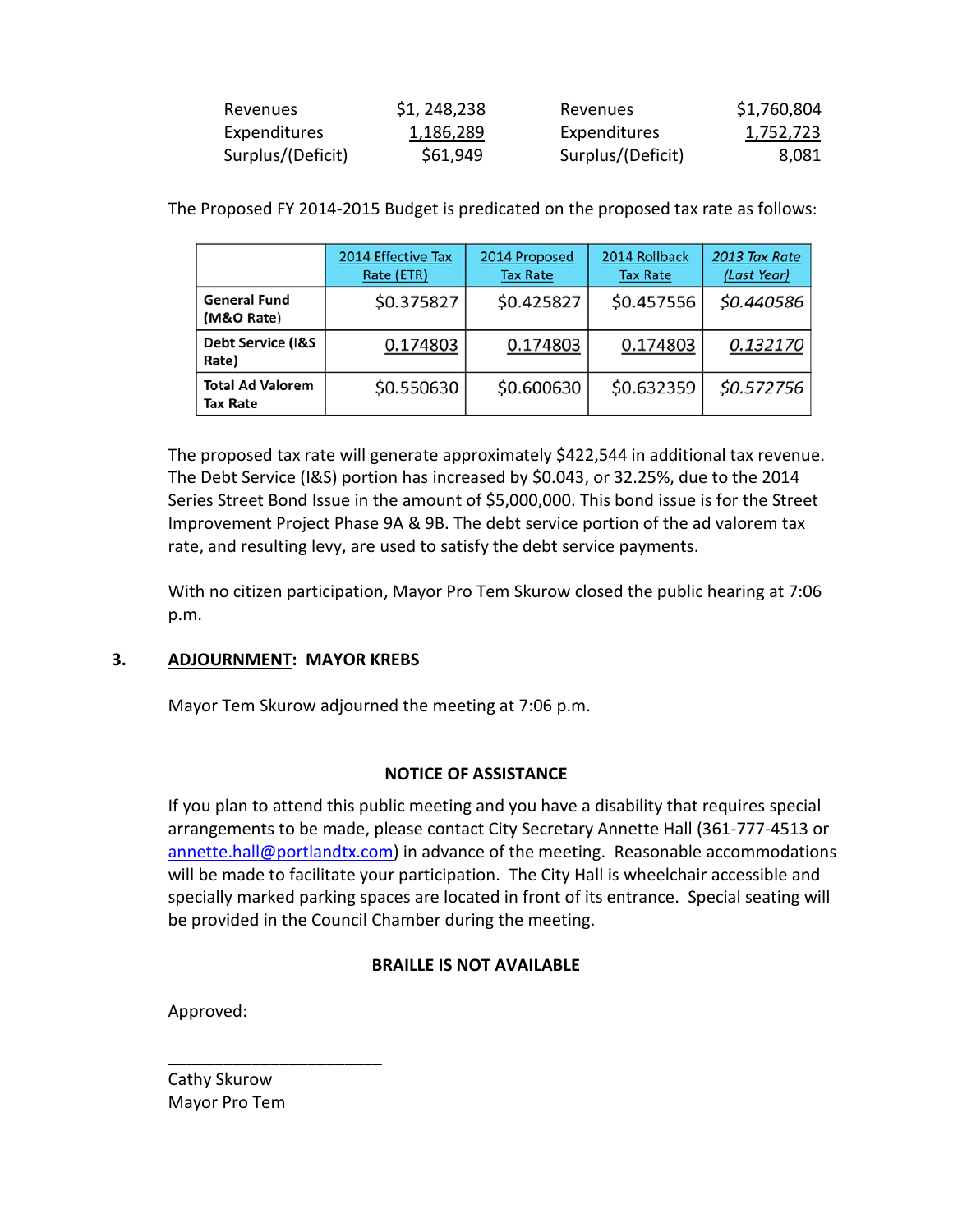| | | | |
|---|---|---|---|
| Revenues | $1, 248,238 | Revenues | $1,760,804 |
| Expenditures | 1,186,289 | Expenditures | 1,752,723 |
| Surplus/(Deficit) | $61,949 | Surplus/(Deficit) | 8,081 |

The Proposed FY 2014-2015 Budget is predicated on the proposed tax rate as follows:

| | 2014 Effective Tax Rate (ETR) | 2014 Proposed Tax Rate | 2014 Rollback Tax Rate | *2013 Tax Rate (Last Year)* |
|---|---|---|---|---|
| **General Fund (M&O Rate)** | $0.375827 | $0.425827 | $0.457556 | *$0.440586* |
| **Debt Service (I&S Rate)** | 0.174803 | 0.174803 | 0.174803 | *0.132170* |
| **Total Ad Valorem Tax Rate** | $0.550630 | $0.600630 | $0.632359 | *$0.572756* |

The proposed tax rate will generate approximately $422,544 in additional tax revenue. The Debt Service (I&S) portion has increased by $0.043, or 32.25%, due to the 2014 Series Street Bond Issue in the amount of $5,000,000. This bond issue is for the Street Improvement Project Phase 9A & 9B. The debt service portion of the ad valorem tax rate, and resulting levy, are used to satisfy the debt service payments.

With no citizen participation, Mayor Pro Tem Skurow closed the public hearing at 7:06 p.m.

**3. ADJOURNMENT: MAYOR KREBS**

Mayor Tem Skurow adjourned the meeting at 7:06 p.m.

**NOTICE OF ASSISTANCE**

If you plan to attend this public meeting and you have a disability that requires special arrangements to be made, please contact City Secretary Annette Hall (361-777-4513 or annette.hall@portlandtx.com) in advance of the meeting. Reasonable accommodations will be made to facilitate your participation. The City Hall is wheelchair accessible and specially marked parking spaces are located in front of its entrance. Special seating will be provided in the Council Chamber during the meeting.

**BRAILLE IS NOT AVAILABLE**

Approved:

\_\_\_\_\_\_\_\_\_\_\_\_\_\_\_\_\_\_\_\_\_\_\_\_

Cathy Skurow
Mayor Pro Tem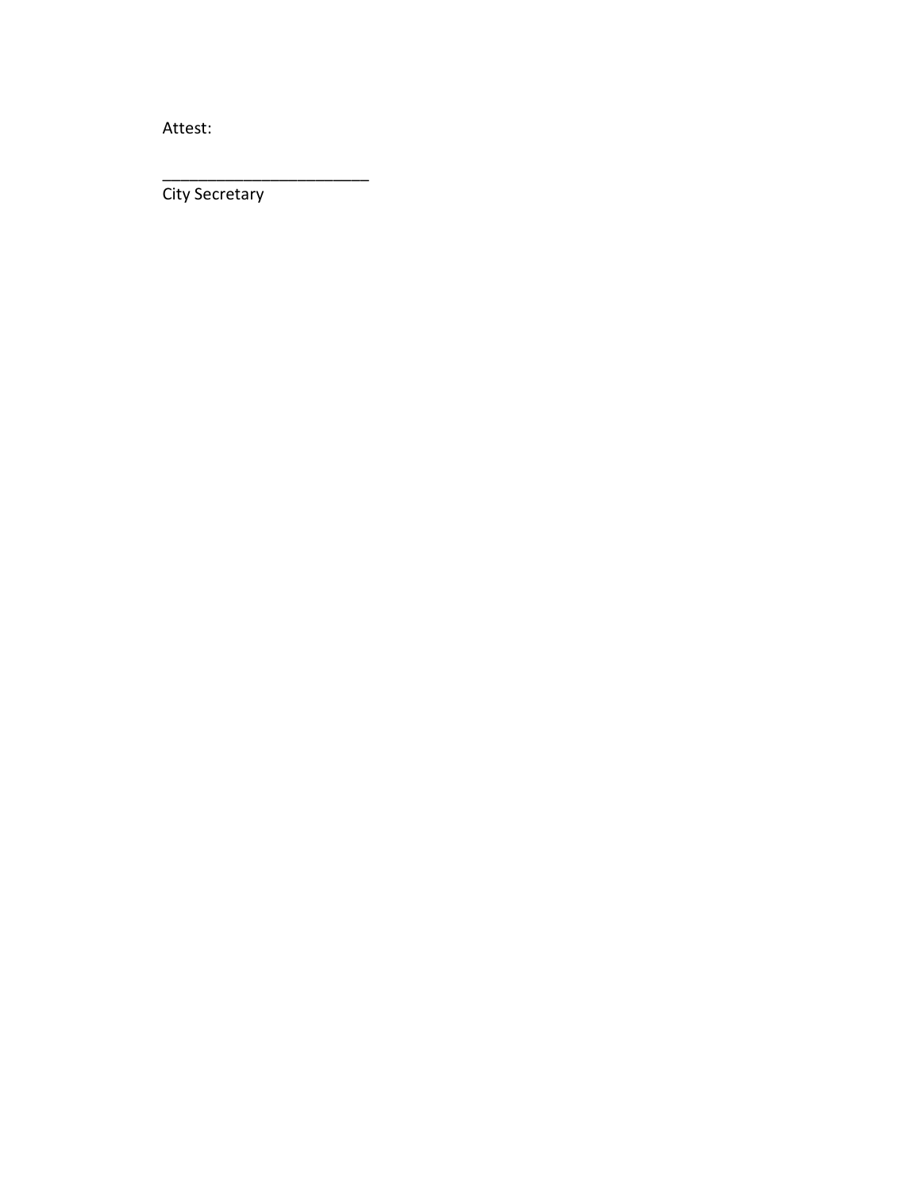Attest:

________________________

City Secretary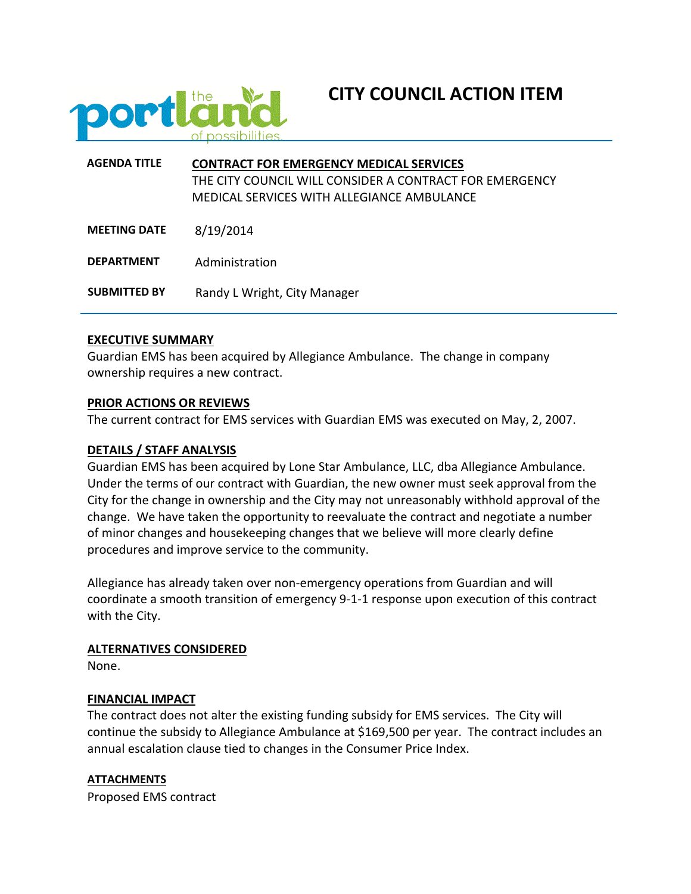# CITY COUNCIL ACTION ITEM

| | |
|---|---|
| **AGENDA TITLE** | **CONTRACT FOR EMERGENCY MEDICAL SERVICES**<br>THE CITY COUNCIL WILL CONSIDER A CONTRACT FOR EMERGENCY MEDICAL SERVICES WITH ALLEGIANCE AMBULANCE |
| **MEETING DATE** | 8/19/2014 |
| **DEPARTMENT** | Administration |
| **SUBMITTED BY** | Randy L Wright, City Manager |

## EXECUTIVE SUMMARY

Guardian EMS has been acquired by Allegiance Ambulance. The change in company ownership requires a new contract.

## PRIOR ACTIONS OR REVIEWS

The current contract for EMS services with Guardian EMS was executed on May, 2, 2007.

## DETAILS / STAFF ANALYSIS

Guardian EMS has been acquired by Lone Star Ambulance, LLC, dba Allegiance Ambulance. Under the terms of our contract with Guardian, the new owner must seek approval from the City for the change in ownership and the City may not unreasonably withhold approval of the change. We have taken the opportunity to reevaluate the contract and negotiate a number of minor changes and housekeeping changes that we believe will more clearly define procedures and improve service to the community.

Allegiance has already taken over non-emergency operations from Guardian and will coordinate a smooth transition of emergency 9-1-1 response upon execution of this contract with the City.

## ALTERNATIVES CONSIDERED

None.

## FINANCIAL IMPACT

The contract does not alter the existing funding subsidy for EMS services. The City will continue the subsidy to Allegiance Ambulance at $169,500 per year. The contract includes an annual escalation clause tied to changes in the Consumer Price Index.

## ATTACHMENTS

Proposed EMS contract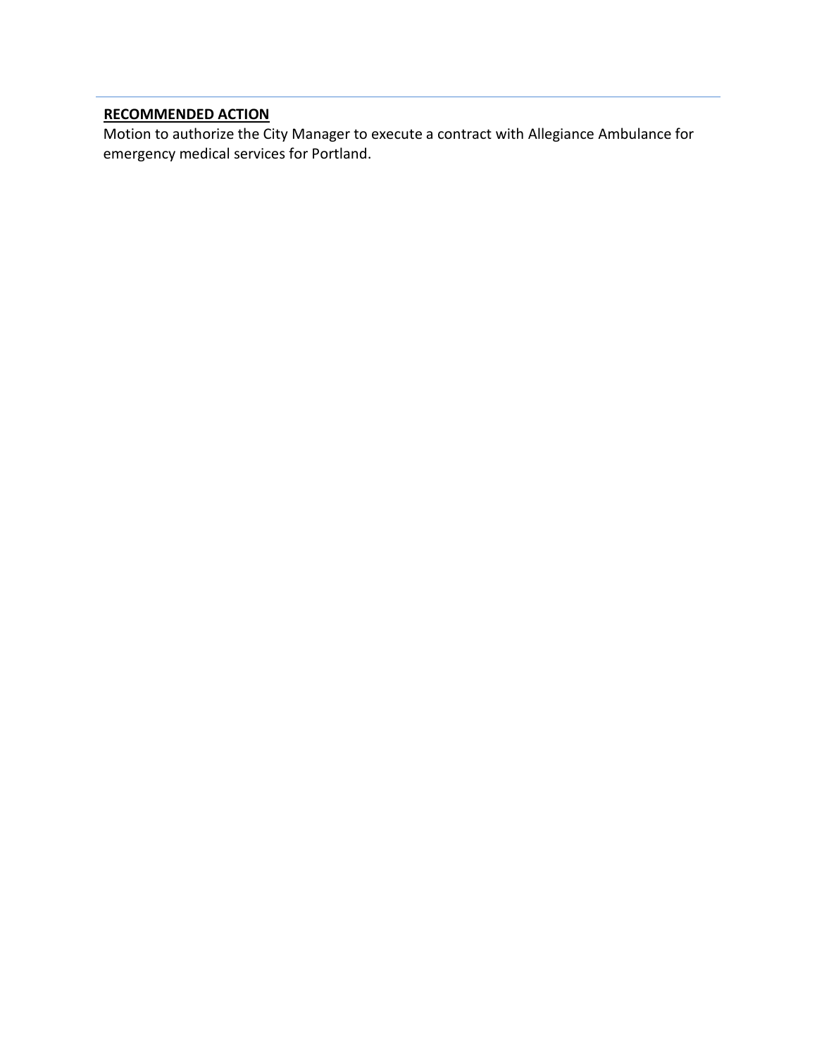---

**RECOMMENDED ACTION**

Motion to authorize the City Manager to execute a contract with Allegiance Ambulance for emergency medical services for Portland.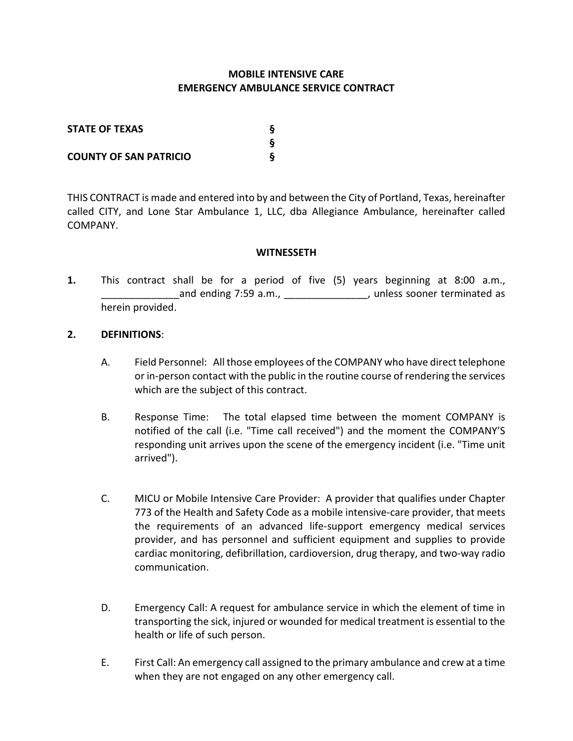**MOBILE INTENSIVE CARE**
**EMERGENCY AMBULANCE SERVICE CONTRACT**

**STATE OF TEXAS** §
§
**COUNTY OF SAN PATRICIO** §

THIS CONTRACT is made and entered into by and between the City of Portland, Texas, hereinafter called CITY, and Lone Star Ambulance 1, LLC, dba Allegiance Ambulance, hereinafter called COMPANY.

**WITNESSETH**

**1.** This contract shall be for a period of five (5) years beginning at 8:00 a.m., ______________and ending 7:59 a.m., _______________, unless sooner terminated as herein provided.

**2. DEFINITIONS**:

A. Field Personnel: All those employees of the COMPANY who have direct telephone or in-person contact with the public in the routine course of rendering the services which are the subject of this contract.

B. Response Time: The total elapsed time between the moment COMPANY is notified of the call (i.e. "Time call received") and the moment the COMPANY'S responding unit arrives upon the scene of the emergency incident (i.e. "Time unit arrived").

C. MICU or Mobile Intensive Care Provider: A provider that qualifies under Chapter 773 of the Health and Safety Code as a mobile intensive-care provider, that meets the requirements of an advanced life-support emergency medical services provider, and has personnel and sufficient equipment and supplies to provide cardiac monitoring, defibrillation, cardioversion, drug therapy, and two-way radio communication.

D. Emergency Call: A request for ambulance service in which the element of time in transporting the sick, injured or wounded for medical treatment is essential to the health or life of such person.

E. First Call: An emergency call assigned to the primary ambulance and crew at a time when they are not engaged on any other emergency call.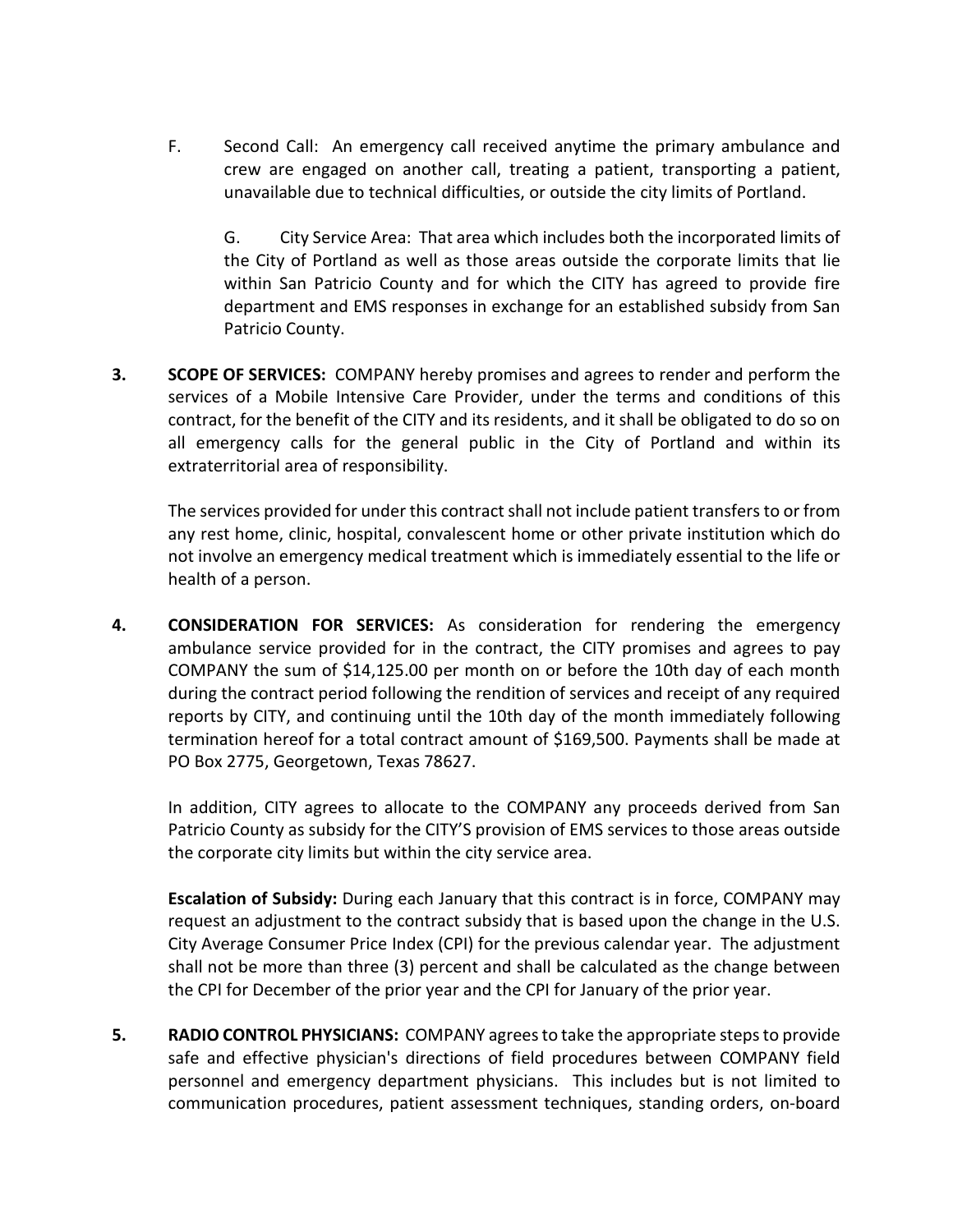F. Second Call: An emergency call received anytime the primary ambulance and crew are engaged on another call, treating a patient, transporting a patient, unavailable due to technical difficulties, or outside the city limits of Portland.

G. City Service Area: That area which includes both the incorporated limits of the City of Portland as well as those areas outside the corporate limits that lie within San Patricio County and for which the CITY has agreed to provide fire department and EMS responses in exchange for an established subsidy from San Patricio County.

**3. SCOPE OF SERVICES:** COMPANY hereby promises and agrees to render and perform the services of a Mobile Intensive Care Provider, under the terms and conditions of this contract, for the benefit of the CITY and its residents, and it shall be obligated to do so on all emergency calls for the general public in the City of Portland and within its extraterritorial area of responsibility.

The services provided for under this contract shall not include patient transfers to or from any rest home, clinic, hospital, convalescent home or other private institution which do not involve an emergency medical treatment which is immediately essential to the life or health of a person.

**4. CONSIDERATION FOR SERVICES:** As consideration for rendering the emergency ambulance service provided for in the contract, the CITY promises and agrees to pay COMPANY the sum of $14,125.00 per month on or before the 10th day of each month during the contract period following the rendition of services and receipt of any required reports by CITY, and continuing until the 10th day of the month immediately following termination hereof for a total contract amount of $169,500. Payments shall be made at PO Box 2775, Georgetown, Texas 78627.

In addition, CITY agrees to allocate to the COMPANY any proceeds derived from San Patricio County as subsidy for the CITY'S provision of EMS services to those areas outside the corporate city limits but within the city service area.

**Escalation of Subsidy:** During each January that this contract is in force, COMPANY may request an adjustment to the contract subsidy that is based upon the change in the U.S. City Average Consumer Price Index (CPI) for the previous calendar year. The adjustment shall not be more than three (3) percent and shall be calculated as the change between the CPI for December of the prior year and the CPI for January of the prior year.

**5. RADIO CONTROL PHYSICIANS:** COMPANY agrees to take the appropriate steps to provide safe and effective physician's directions of field procedures between COMPANY field personnel and emergency department physicians. This includes but is not limited to communication procedures, patient assessment techniques, standing orders, on-board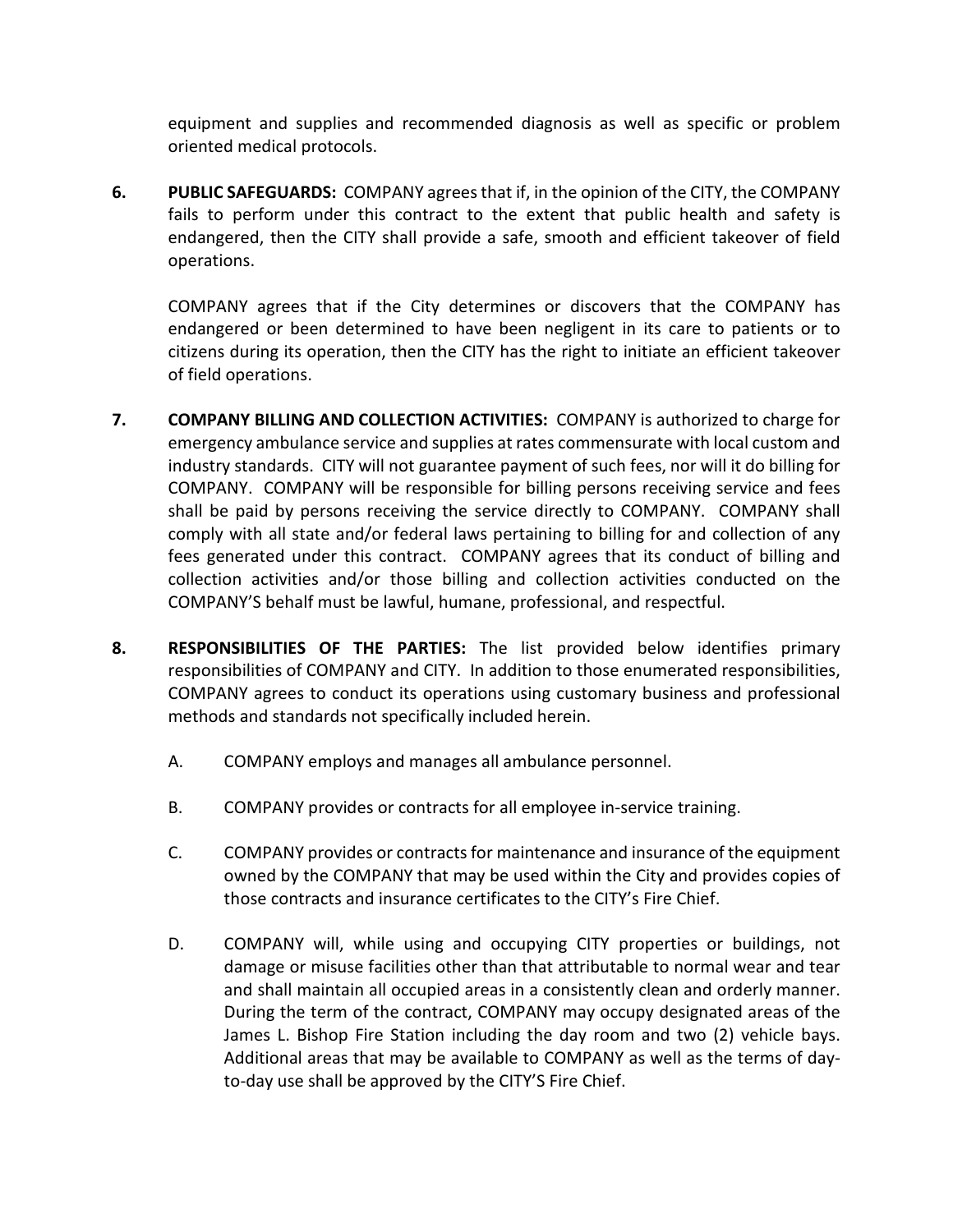equipment and supplies and recommended diagnosis as well as specific or problem oriented medical protocols.

**6. PUBLIC SAFEGUARDS:** COMPANY agrees that if, in the opinion of the CITY, the COMPANY fails to perform under this contract to the extent that public health and safety is endangered, then the CITY shall provide a safe, smooth and efficient takeover of field operations.

COMPANY agrees that if the City determines or discovers that the COMPANY has endangered or been determined to have been negligent in its care to patients or to citizens during its operation, then the CITY has the right to initiate an efficient takeover of field operations.

**7. COMPANY BILLING AND COLLECTION ACTIVITIES:** COMPANY is authorized to charge for emergency ambulance service and supplies at rates commensurate with local custom and industry standards. CITY will not guarantee payment of such fees, nor will it do billing for COMPANY. COMPANY will be responsible for billing persons receiving service and fees shall be paid by persons receiving the service directly to COMPANY. COMPANY shall comply with all state and/or federal laws pertaining to billing for and collection of any fees generated under this contract. COMPANY agrees that its conduct of billing and collection activities and/or those billing and collection activities conducted on the COMPANY'S behalf must be lawful, humane, professional, and respectful.

**8. RESPONSIBILITIES OF THE PARTIES:** The list provided below identifies primary responsibilities of COMPANY and CITY. In addition to those enumerated responsibilities, COMPANY agrees to conduct its operations using customary business and professional methods and standards not specifically included herein.

A. COMPANY employs and manages all ambulance personnel.

B. COMPANY provides or contracts for all employee in-service training.

C. COMPANY provides or contracts for maintenance and insurance of the equipment owned by the COMPANY that may be used within the City and provides copies of those contracts and insurance certificates to the CITY's Fire Chief.

D. COMPANY will, while using and occupying CITY properties or buildings, not damage or misuse facilities other than that attributable to normal wear and tear and shall maintain all occupied areas in a consistently clean and orderly manner. During the term of the contract, COMPANY may occupy designated areas of the James L. Bishop Fire Station including the day room and two (2) vehicle bays. Additional areas that may be available to COMPANY as well as the terms of day-to-day use shall be approved by the CITY'S Fire Chief.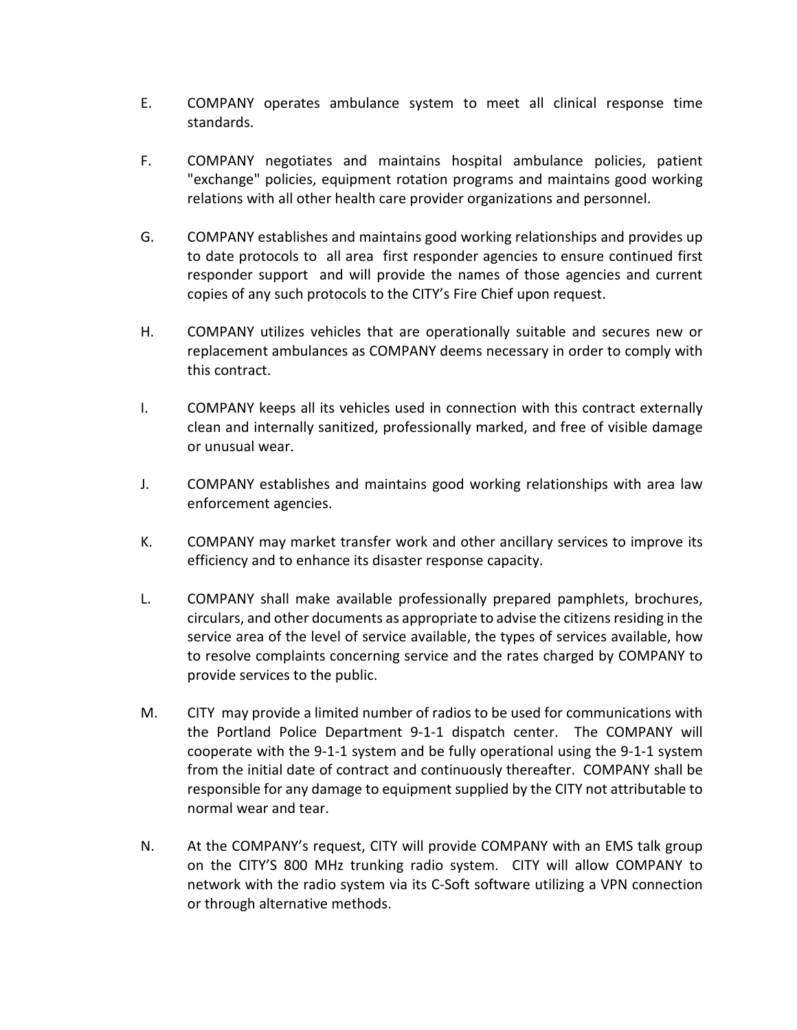E. COMPANY operates ambulance system to meet all clinical response time standards.

F. COMPANY negotiates and maintains hospital ambulance policies, patient "exchange" policies, equipment rotation programs and maintains good working relations with all other health care provider organizations and personnel.

G. COMPANY establishes and maintains good working relationships and provides up to date protocols to all area first responder agencies to ensure continued first responder support and will provide the names of those agencies and current copies of any such protocols to the CITY's Fire Chief upon request.

H. COMPANY utilizes vehicles that are operationally suitable and secures new or replacement ambulances as COMPANY deems necessary in order to comply with this contract.

I. COMPANY keeps all its vehicles used in connection with this contract externally clean and internally sanitized, professionally marked, and free of visible damage or unusual wear.

J. COMPANY establishes and maintains good working relationships with area law enforcement agencies.

K. COMPANY may market transfer work and other ancillary services to improve its efficiency and to enhance its disaster response capacity.

L. COMPANY shall make available professionally prepared pamphlets, brochures, circulars, and other documents as appropriate to advise the citizens residing in the service area of the level of service available, the types of services available, how to resolve complaints concerning service and the rates charged by COMPANY to provide services to the public.

M. CITY may provide a limited number of radios to be used for communications with the Portland Police Department 9-1-1 dispatch center. The COMPANY will cooperate with the 9-1-1 system and be fully operational using the 9-1-1 system from the initial date of contract and continuously thereafter. COMPANY shall be responsible for any damage to equipment supplied by the CITY not attributable to normal wear and tear.

N. At the COMPANY's request, CITY will provide COMPANY with an EMS talk group on the CITY'S 800 MHz trunking radio system. CITY will allow COMPANY to network with the radio system via its C-Soft software utilizing a VPN connection or through alternative methods.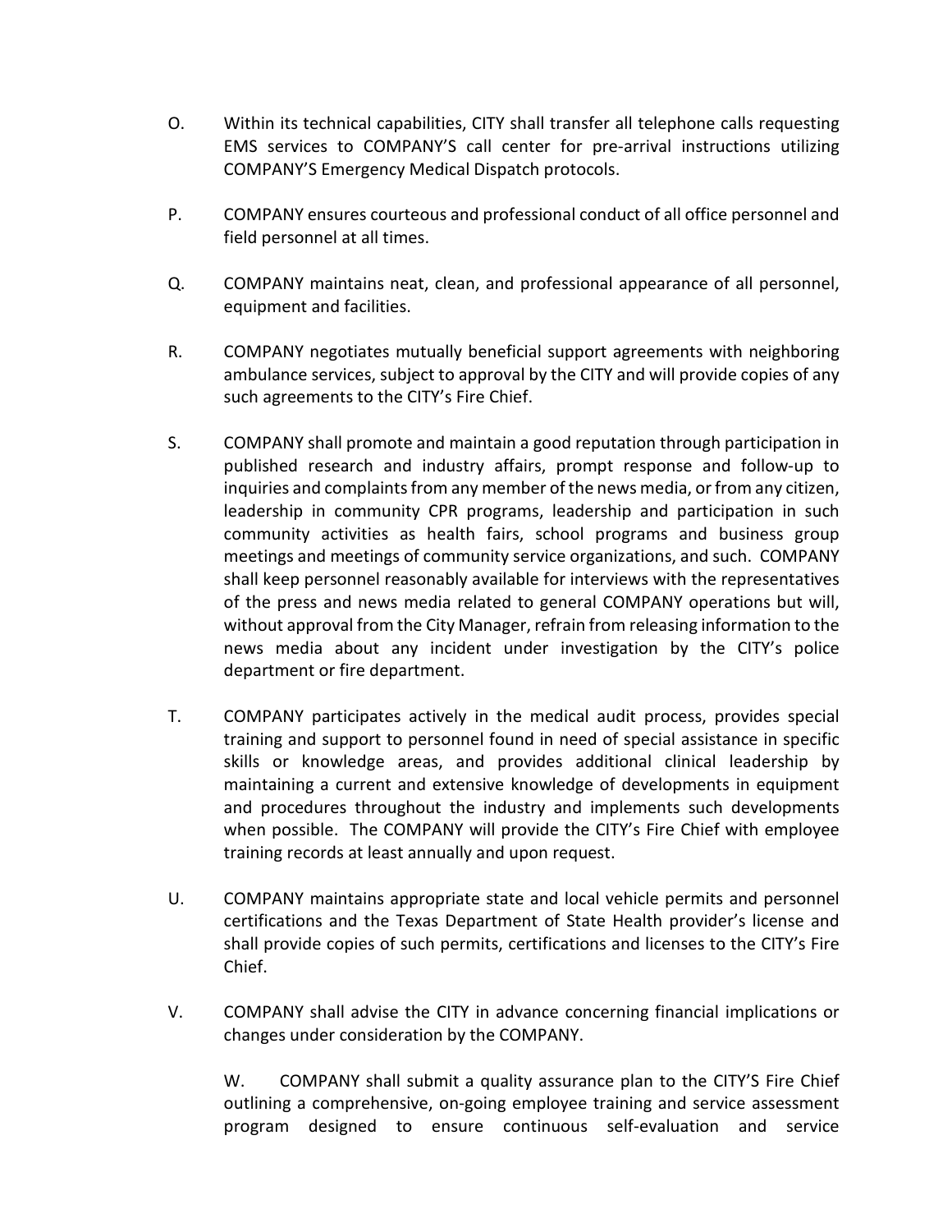O. Within its technical capabilities, CITY shall transfer all telephone calls requesting EMS services to COMPANY'S call center for pre-arrival instructions utilizing COMPANY'S Emergency Medical Dispatch protocols.

P. COMPANY ensures courteous and professional conduct of all office personnel and field personnel at all times.

Q. COMPANY maintains neat, clean, and professional appearance of all personnel, equipment and facilities.

R. COMPANY negotiates mutually beneficial support agreements with neighboring ambulance services, subject to approval by the CITY and will provide copies of any such agreements to the CITY's Fire Chief.

S. COMPANY shall promote and maintain a good reputation through participation in published research and industry affairs, prompt response and follow-up to inquiries and complaints from any member of the news media, or from any citizen, leadership in community CPR programs, leadership and participation in such community activities as health fairs, school programs and business group meetings and meetings of community service organizations, and such. COMPANY shall keep personnel reasonably available for interviews with the representatives of the press and news media related to general COMPANY operations but will, without approval from the City Manager, refrain from releasing information to the news media about any incident under investigation by the CITY's police department or fire department.

T. COMPANY participates actively in the medical audit process, provides special training and support to personnel found in need of special assistance in specific skills or knowledge areas, and provides additional clinical leadership by maintaining a current and extensive knowledge of developments in equipment and procedures throughout the industry and implements such developments when possible. The COMPANY will provide the CITY's Fire Chief with employee training records at least annually and upon request.

U. COMPANY maintains appropriate state and local vehicle permits and personnel certifications and the Texas Department of State Health provider's license and shall provide copies of such permits, certifications and licenses to the CITY's Fire Chief.

V. COMPANY shall advise the CITY in advance concerning financial implications or changes under consideration by the COMPANY.

W. COMPANY shall submit a quality assurance plan to the CITY'S Fire Chief outlining a comprehensive, on-going employee training and service assessment program designed to ensure continuous self-evaluation and service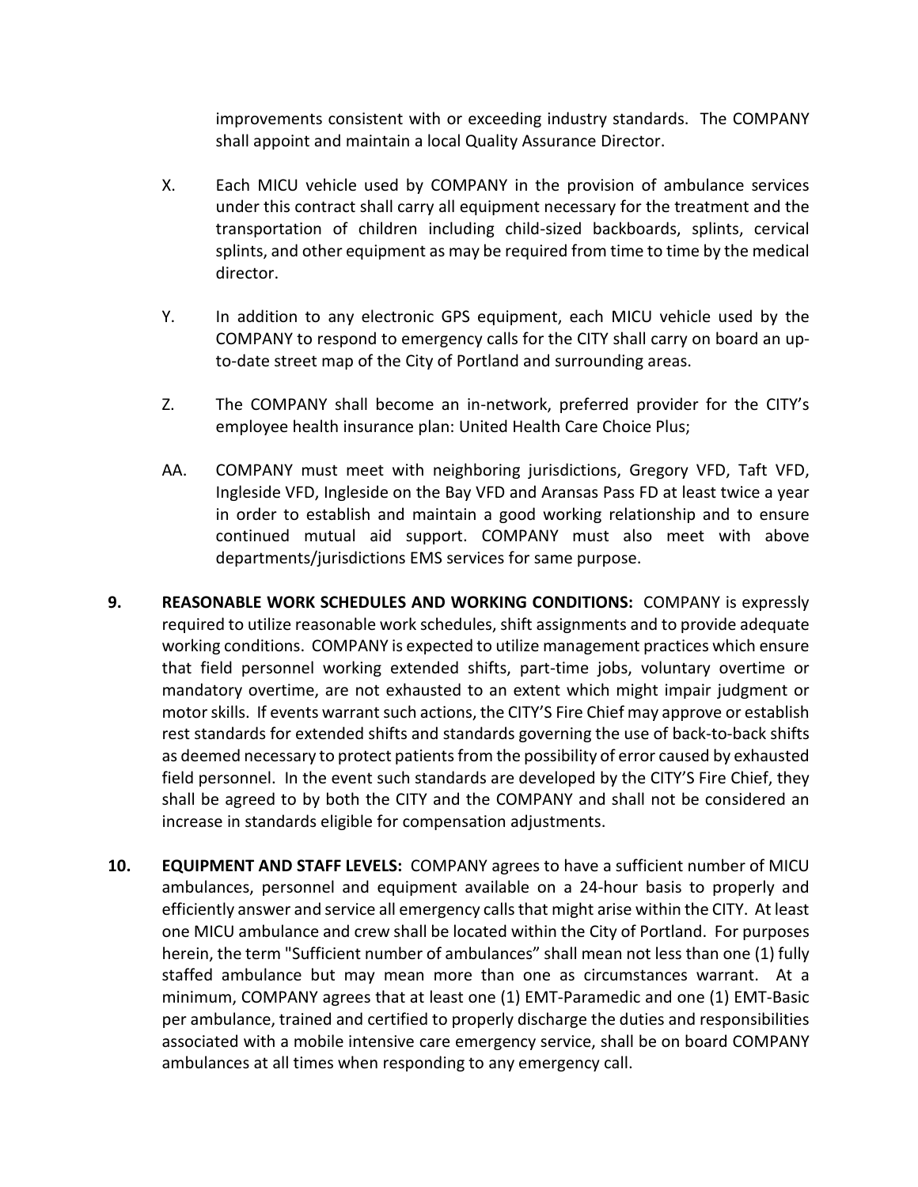improvements consistent with or exceeding industry standards. The COMPANY shall appoint and maintain a local Quality Assurance Director.

X. Each MICU vehicle used by COMPANY in the provision of ambulance services under this contract shall carry all equipment necessary for the treatment and the transportation of children including child-sized backboards, splints, cervical splints, and other equipment as may be required from time to time by the medical director.

Y. In addition to any electronic GPS equipment, each MICU vehicle used by the COMPANY to respond to emergency calls for the CITY shall carry on board an up-to-date street map of the City of Portland and surrounding areas.

Z. The COMPANY shall become an in-network, preferred provider for the CITY's employee health insurance plan: United Health Care Choice Plus;

AA. COMPANY must meet with neighboring jurisdictions, Gregory VFD, Taft VFD, Ingleside VFD, Ingleside on the Bay VFD and Aransas Pass FD at least twice a year in order to establish and maintain a good working relationship and to ensure continued mutual aid support. COMPANY must also meet with above departments/jurisdictions EMS services for same purpose.

**9. REASONABLE WORK SCHEDULES AND WORKING CONDITIONS:** COMPANY is expressly required to utilize reasonable work schedules, shift assignments and to provide adequate working conditions. COMPANY is expected to utilize management practices which ensure that field personnel working extended shifts, part-time jobs, voluntary overtime or mandatory overtime, are not exhausted to an extent which might impair judgment or motor skills. If events warrant such actions, the CITY'S Fire Chief may approve or establish rest standards for extended shifts and standards governing the use of back-to-back shifts as deemed necessary to protect patients from the possibility of error caused by exhausted field personnel. In the event such standards are developed by the CITY'S Fire Chief, they shall be agreed to by both the CITY and the COMPANY and shall not be considered an increase in standards eligible for compensation adjustments.

**10. EQUIPMENT AND STAFF LEVELS:** COMPANY agrees to have a sufficient number of MICU ambulances, personnel and equipment available on a 24-hour basis to properly and efficiently answer and service all emergency calls that might arise within the CITY. At least one MICU ambulance and crew shall be located within the City of Portland. For purposes herein, the term "Sufficient number of ambulances" shall mean not less than one (1) fully staffed ambulance but may mean more than one as circumstances warrant. At a minimum, COMPANY agrees that at least one (1) EMT-Paramedic and one (1) EMT-Basic per ambulance, trained and certified to properly discharge the duties and responsibilities associated with a mobile intensive care emergency service, shall be on board COMPANY ambulances at all times when responding to any emergency call.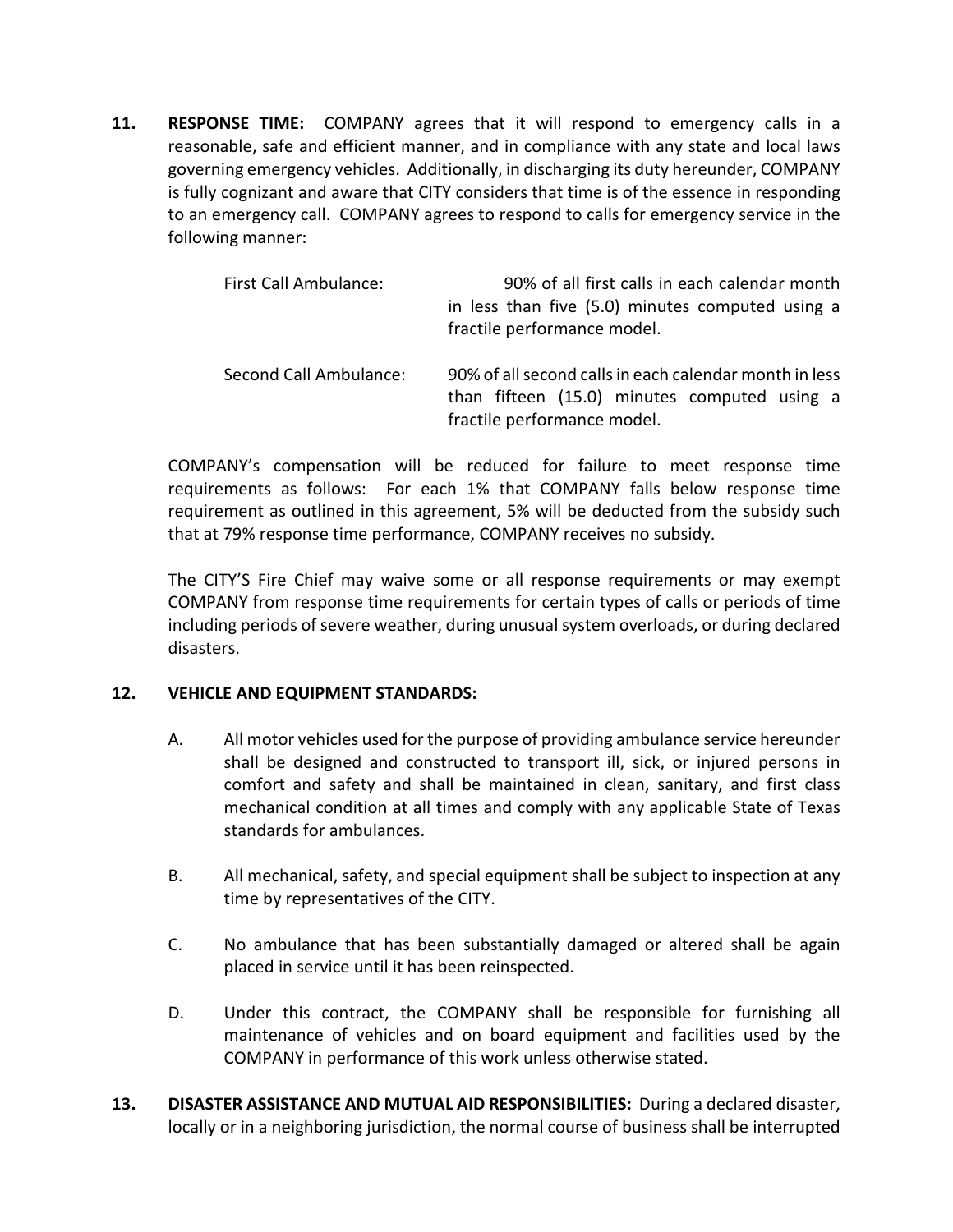**11. RESPONSE TIME:** COMPANY agrees that it will respond to emergency calls in a reasonable, safe and efficient manner, and in compliance with any state and local laws governing emergency vehicles. Additionally, in discharging its duty hereunder, COMPANY is fully cognizant and aware that CITY considers that time is of the essence in responding to an emergency call. COMPANY agrees to respond to calls for emergency service in the following manner:

| | |
|---|---|
| First Call Ambulance: | 90% of all first calls in each calendar month in less than five (5.0) minutes computed using a fractile performance model. |
| Second Call Ambulance: | 90% of all second calls in each calendar month in less than fifteen (15.0) minutes computed using a fractile performance model. |

COMPANY's compensation will be reduced for failure to meet response time requirements as follows: For each 1% that COMPANY falls below response time requirement as outlined in this agreement, 5% will be deducted from the subsidy such that at 79% response time performance, COMPANY receives no subsidy.

The CITY'S Fire Chief may waive some or all response requirements or may exempt COMPANY from response time requirements for certain types of calls or periods of time including periods of severe weather, during unusual system overloads, or during declared disasters.

**12. VEHICLE AND EQUIPMENT STANDARDS:**

A. All motor vehicles used for the purpose of providing ambulance service hereunder shall be designed and constructed to transport ill, sick, or injured persons in comfort and safety and shall be maintained in clean, sanitary, and first class mechanical condition at all times and comply with any applicable State of Texas standards for ambulances.

B. All mechanical, safety, and special equipment shall be subject to inspection at any time by representatives of the CITY.

C. No ambulance that has been substantially damaged or altered shall be again placed in service until it has been reinspected.

D. Under this contract, the COMPANY shall be responsible for furnishing all maintenance of vehicles and on board equipment and facilities used by the COMPANY in performance of this work unless otherwise stated.

**13. DISASTER ASSISTANCE AND MUTUAL AID RESPONSIBILITIES:** During a declared disaster, locally or in a neighboring jurisdiction, the normal course of business shall be interrupted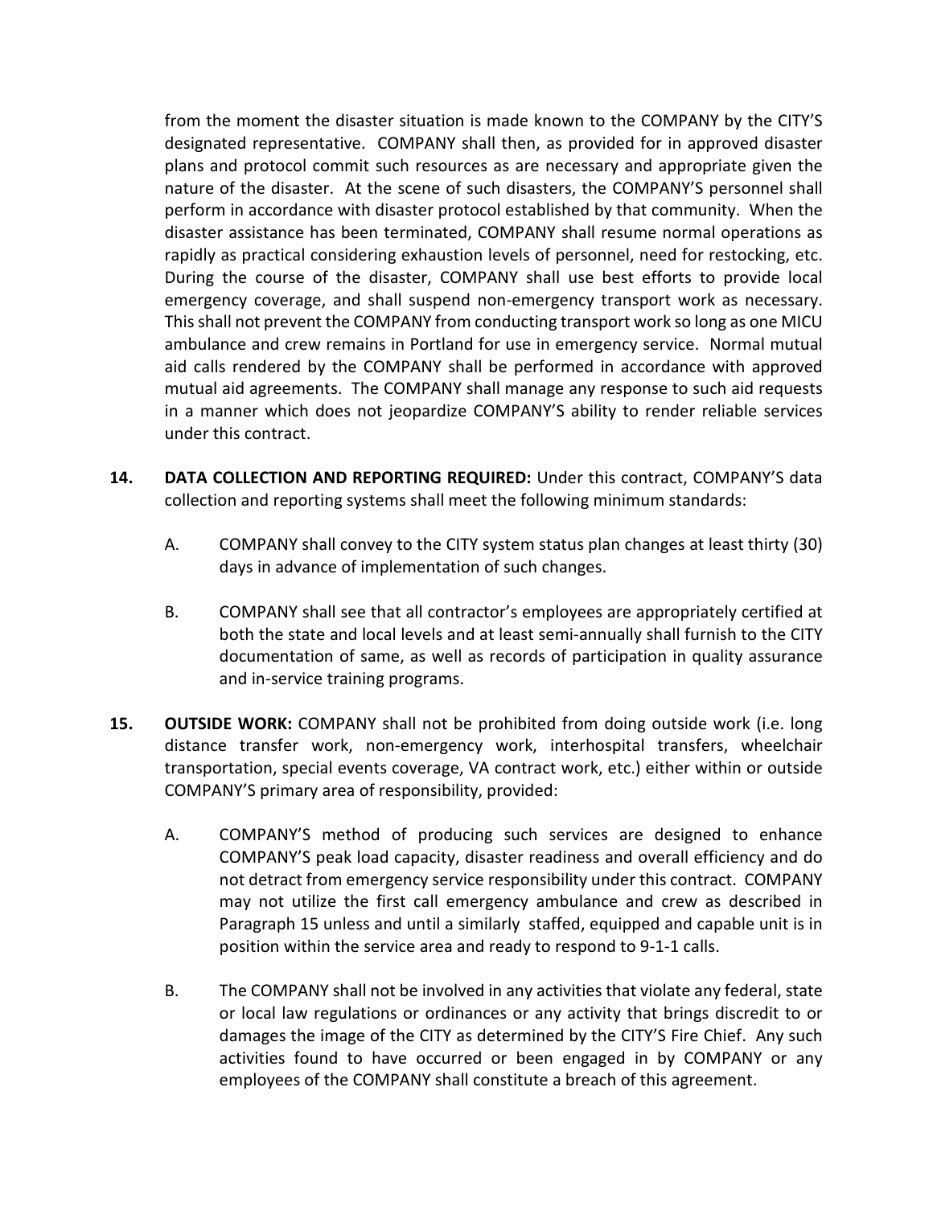from the moment the disaster situation is made known to the COMPANY by the CITY'S designated representative. COMPANY shall then, as provided for in approved disaster plans and protocol commit such resources as are necessary and appropriate given the nature of the disaster. At the scene of such disasters, the COMPANY'S personnel shall perform in accordance with disaster protocol established by that community. When the disaster assistance has been terminated, COMPANY shall resume normal operations as rapidly as practical considering exhaustion levels of personnel, need for restocking, etc. During the course of the disaster, COMPANY shall use best efforts to provide local emergency coverage, and shall suspend non-emergency transport work as necessary. This shall not prevent the COMPANY from conducting transport work so long as one MICU ambulance and crew remains in Portland for use in emergency service. Normal mutual aid calls rendered by the COMPANY shall be performed in accordance with approved mutual aid agreements. The COMPANY shall manage any response to such aid requests in a manner which does not jeopardize COMPANY'S ability to render reliable services under this contract.

**14. DATA COLLECTION AND REPORTING REQUIRED:** Under this contract, COMPANY'S data collection and reporting systems shall meet the following minimum standards:

A. COMPANY shall convey to the CITY system status plan changes at least thirty (30) days in advance of implementation of such changes.

B. COMPANY shall see that all contractor's employees are appropriately certified at both the state and local levels and at least semi-annually shall furnish to the CITY documentation of same, as well as records of participation in quality assurance and in-service training programs.

**15. OUTSIDE WORK:** COMPANY shall not be prohibited from doing outside work (i.e. long distance transfer work, non-emergency work, interhospital transfers, wheelchair transportation, special events coverage, VA contract work, etc.) either within or outside COMPANY'S primary area of responsibility, provided:

A. COMPANY'S method of producing such services are designed to enhance COMPANY'S peak load capacity, disaster readiness and overall efficiency and do not detract from emergency service responsibility under this contract. COMPANY may not utilize the first call emergency ambulance and crew as described in Paragraph 15 unless and until a similarly staffed, equipped and capable unit is in position within the service area and ready to respond to 9-1-1 calls.

B. The COMPANY shall not be involved in any activities that violate any federal, state or local law regulations or ordinances or any activity that brings discredit to or damages the image of the CITY as determined by the CITY'S Fire Chief. Any such activities found to have occurred or been engaged in by COMPANY or any employees of the COMPANY shall constitute a breach of this agreement.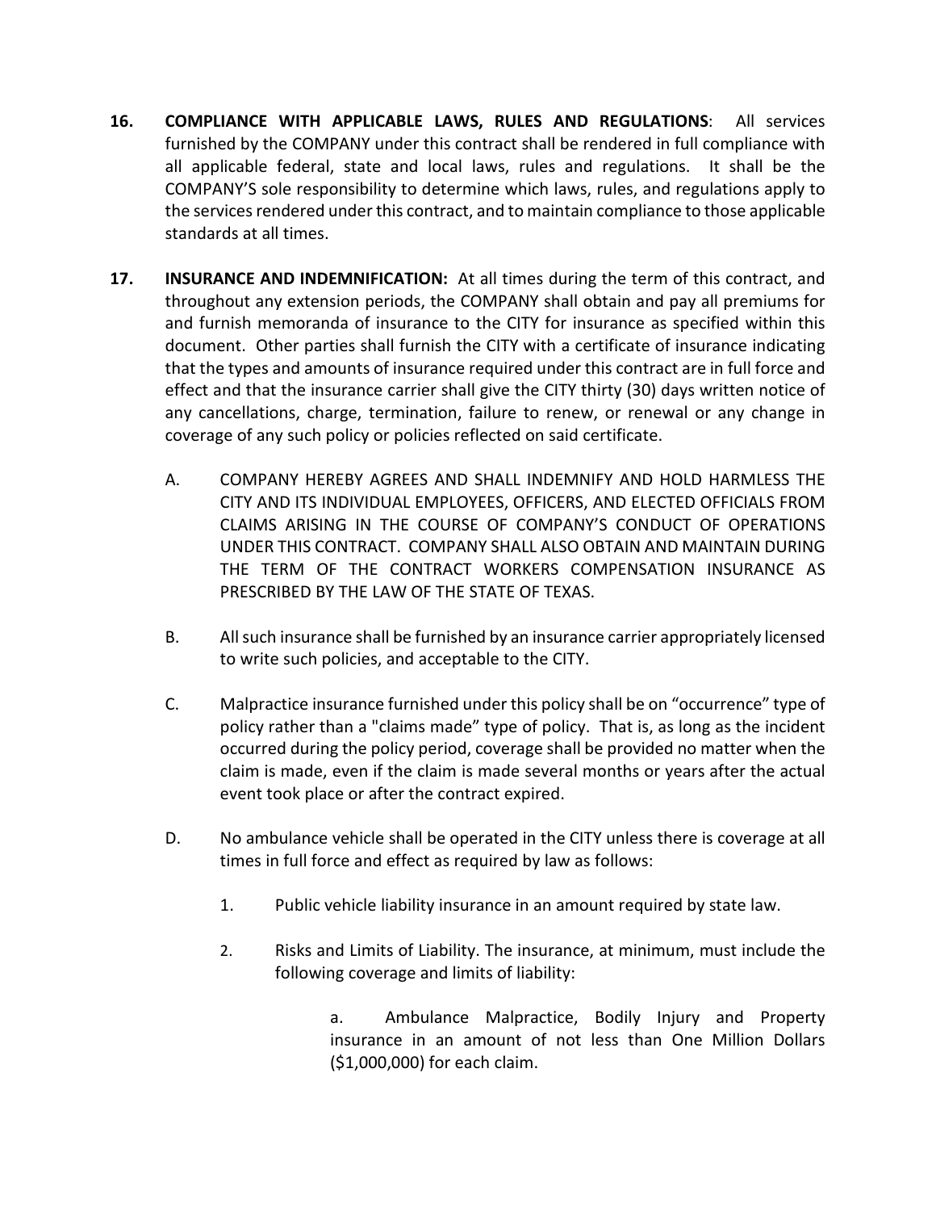**16.** **COMPLIANCE WITH APPLICABLE LAWS, RULES AND REGULATIONS**: All services furnished by the COMPANY under this contract shall be rendered in full compliance with all applicable federal, state and local laws, rules and regulations. It shall be the COMPANY'S sole responsibility to determine which laws, rules, and regulations apply to the services rendered under this contract, and to maintain compliance to those applicable standards at all times.

**17.** **INSURANCE AND INDEMNIFICATION:** At all times during the term of this contract, and throughout any extension periods, the COMPANY shall obtain and pay all premiums for and furnish memoranda of insurance to the CITY for insurance as specified within this document. Other parties shall furnish the CITY with a certificate of insurance indicating that the types and amounts of insurance required under this contract are in full force and effect and that the insurance carrier shall give the CITY thirty (30) days written notice of any cancellations, charge, termination, failure to renew, or renewal or any change in coverage of any such policy or policies reflected on said certificate.

A. COMPANY HEREBY AGREES AND SHALL INDEMNIFY AND HOLD HARMLESS THE CITY AND ITS INDIVIDUAL EMPLOYEES, OFFICERS, AND ELECTED OFFICIALS FROM CLAIMS ARISING IN THE COURSE OF COMPANY'S CONDUCT OF OPERATIONS UNDER THIS CONTRACT. COMPANY SHALL ALSO OBTAIN AND MAINTAIN DURING THE TERM OF THE CONTRACT WORKERS COMPENSATION INSURANCE AS PRESCRIBED BY THE LAW OF THE STATE OF TEXAS.

B. All such insurance shall be furnished by an insurance carrier appropriately licensed to write such policies, and acceptable to the CITY.

C. Malpractice insurance furnished under this policy shall be on "occurrence" type of policy rather than a "claims made" type of policy. That is, as long as the incident occurred during the policy period, coverage shall be provided no matter when the claim is made, even if the claim is made several months or years after the actual event took place or after the contract expired.

D. No ambulance vehicle shall be operated in the CITY unless there is coverage at all times in full force and effect as required by law as follows:

1. Public vehicle liability insurance in an amount required by state law.

2. Risks and Limits of Liability. The insurance, at minimum, must include the following coverage and limits of liability:

   a. Ambulance Malpractice, Bodily Injury and Property insurance in an amount of not less than One Million Dollars ($1,000,000) for each claim.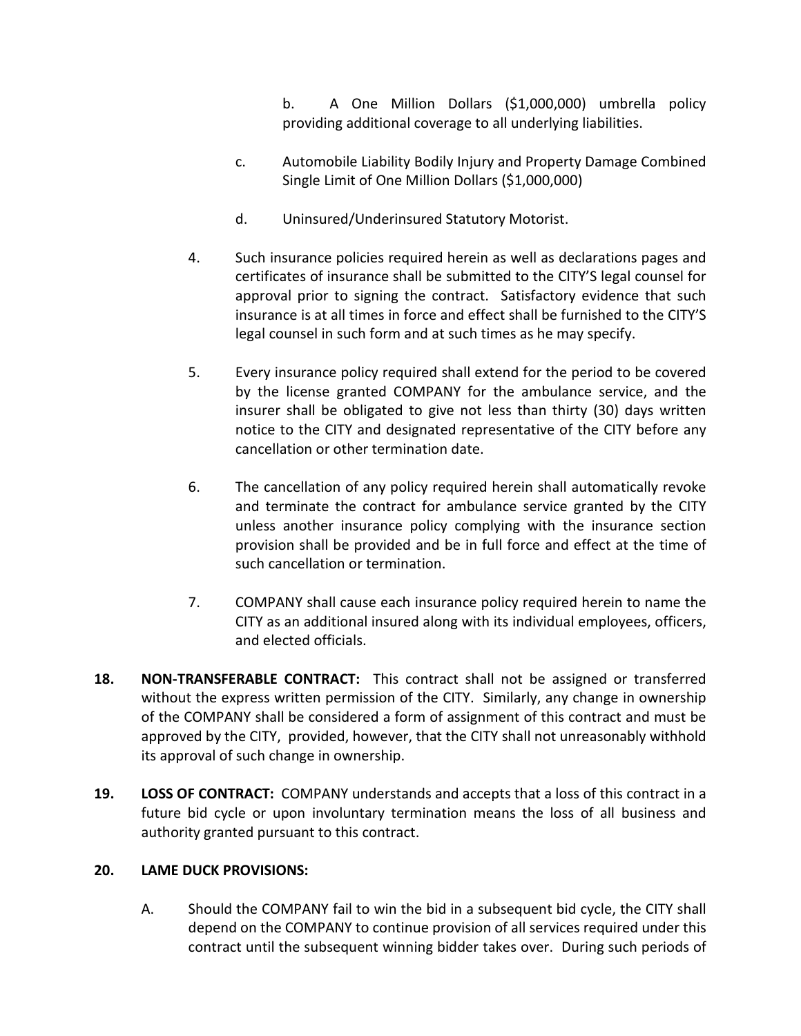b. A One Million Dollars ($1,000,000) umbrella policy providing additional coverage to all underlying liabilities.

c. Automobile Liability Bodily Injury and Property Damage Combined Single Limit of One Million Dollars ($1,000,000)

d. Uninsured/Underinsured Statutory Motorist.

4. Such insurance policies required herein as well as declarations pages and certificates of insurance shall be submitted to the CITY'S legal counsel for approval prior to signing the contract. Satisfactory evidence that such insurance is at all times in force and effect shall be furnished to the CITY'S legal counsel in such form and at such times as he may specify.

5. Every insurance policy required shall extend for the period to be covered by the license granted COMPANY for the ambulance service, and the insurer shall be obligated to give not less than thirty (30) days written notice to the CITY and designated representative of the CITY before any cancellation or other termination date.

6. The cancellation of any policy required herein shall automatically revoke and terminate the contract for ambulance service granted by the CITY unless another insurance policy complying with the insurance section provision shall be provided and be in full force and effect at the time of such cancellation or termination.

7. COMPANY shall cause each insurance policy required herein to name the CITY as an additional insured along with its individual employees, officers, and elected officials.

**18. NON-TRANSFERABLE CONTRACT:** This contract shall not be assigned or transferred without the express written permission of the CITY. Similarly, any change in ownership of the COMPANY shall be considered a form of assignment of this contract and must be approved by the CITY, provided, however, that the CITY shall not unreasonably withhold its approval of such change in ownership.

**19. LOSS OF CONTRACT:** COMPANY understands and accepts that a loss of this contract in a future bid cycle or upon involuntary termination means the loss of all business and authority granted pursuant to this contract.

**20. LAME DUCK PROVISIONS:**

A. Should the COMPANY fail to win the bid in a subsequent bid cycle, the CITY shall depend on the COMPANY to continue provision of all services required under this contract until the subsequent winning bidder takes over. During such periods of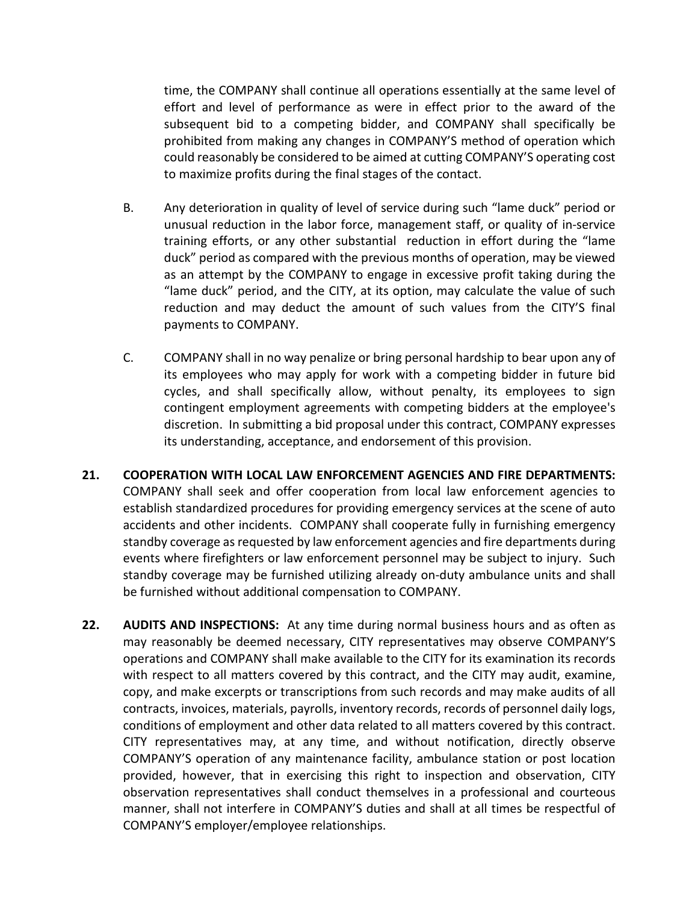time, the COMPANY shall continue all operations essentially at the same level of effort and level of performance as were in effect prior to the award of the subsequent bid to a competing bidder, and COMPANY shall specifically be prohibited from making any changes in COMPANY'S method of operation which could reasonably be considered to be aimed at cutting COMPANY'S operating cost to maximize profits during the final stages of the contact.

B. Any deterioration in quality of level of service during such "lame duck" period or unusual reduction in the labor force, management staff, or quality of in-service training efforts, or any other substantial reduction in effort during the "lame duck" period as compared with the previous months of operation, may be viewed as an attempt by the COMPANY to engage in excessive profit taking during the "lame duck" period, and the CITY, at its option, may calculate the value of such reduction and may deduct the amount of such values from the CITY'S final payments to COMPANY.

C. COMPANY shall in no way penalize or bring personal hardship to bear upon any of its employees who may apply for work with a competing bidder in future bid cycles, and shall specifically allow, without penalty, its employees to sign contingent employment agreements with competing bidders at the employee's discretion. In submitting a bid proposal under this contract, COMPANY expresses its understanding, acceptance, and endorsement of this provision.

**21. COOPERATION WITH LOCAL LAW ENFORCEMENT AGENCIES AND FIRE DEPARTMENTS:** COMPANY shall seek and offer cooperation from local law enforcement agencies to establish standardized procedures for providing emergency services at the scene of auto accidents and other incidents. COMPANY shall cooperate fully in furnishing emergency standby coverage as requested by law enforcement agencies and fire departments during events where firefighters or law enforcement personnel may be subject to injury. Such standby coverage may be furnished utilizing already on-duty ambulance units and shall be furnished without additional compensation to COMPANY.

**22. AUDITS AND INSPECTIONS:** At any time during normal business hours and as often as may reasonably be deemed necessary, CITY representatives may observe COMPANY'S operations and COMPANY shall make available to the CITY for its examination its records with respect to all matters covered by this contract, and the CITY may audit, examine, copy, and make excerpts or transcriptions from such records and may make audits of all contracts, invoices, materials, payrolls, inventory records, records of personnel daily logs, conditions of employment and other data related to all matters covered by this contract. CITY representatives may, at any time, and without notification, directly observe COMPANY'S operation of any maintenance facility, ambulance station or post location provided, however, that in exercising this right to inspection and observation, CITY observation representatives shall conduct themselves in a professional and courteous manner, shall not interfere in COMPANY'S duties and shall at all times be respectful of COMPANY'S employer/employee relationships.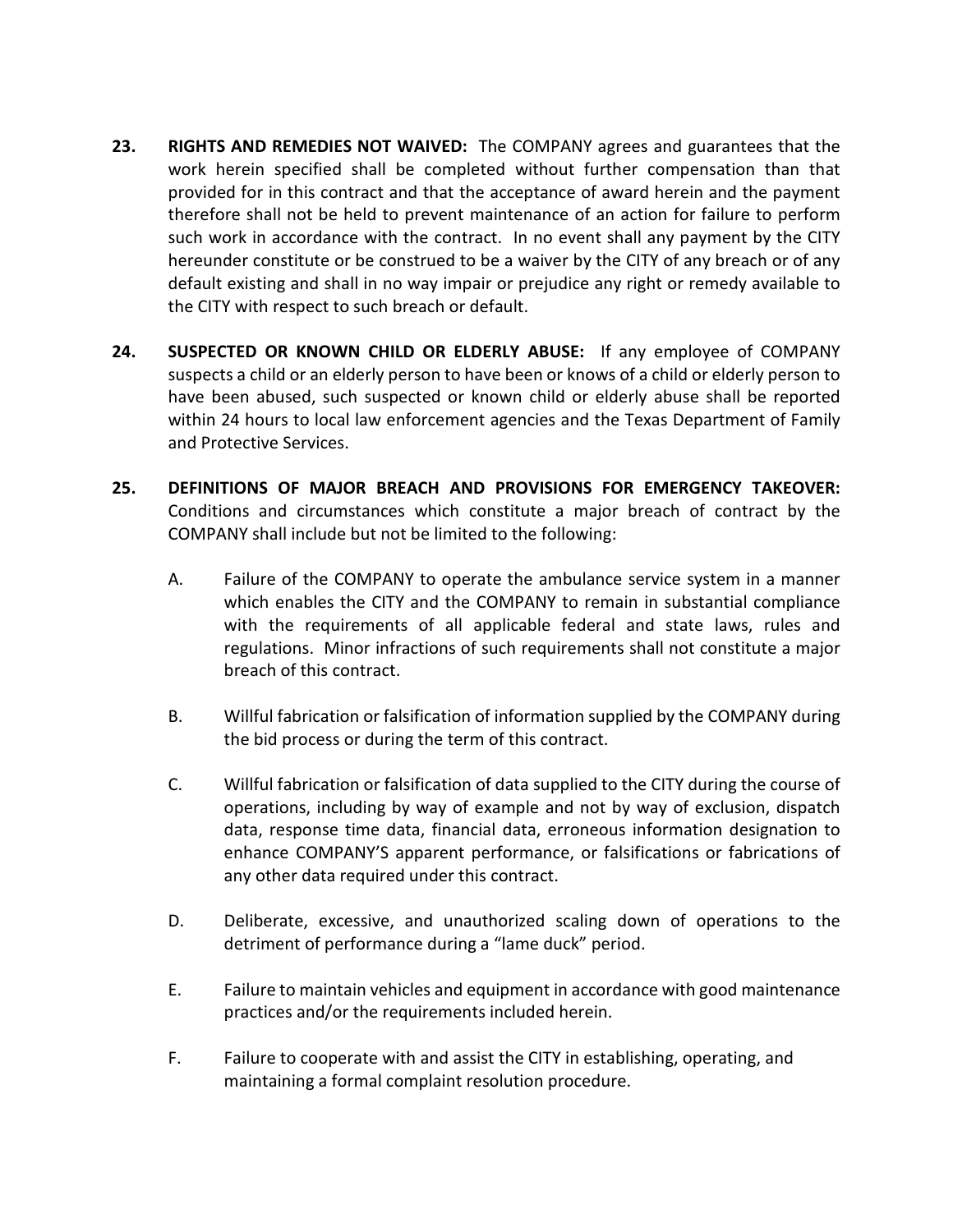23. **RIGHTS AND REMEDIES NOT WAIVED:** The COMPANY agrees and guarantees that the work herein specified shall be completed without further compensation than that provided for in this contract and that the acceptance of award herein and the payment therefore shall not be held to prevent maintenance of an action for failure to perform such work in accordance with the contract. In no event shall any payment by the CITY hereunder constitute or be construed to be a waiver by the CITY of any breach or of any default existing and shall in no way impair or prejudice any right or remedy available to the CITY with respect to such breach or default.

24. **SUSPECTED OR KNOWN CHILD OR ELDERLY ABUSE:** If any employee of COMPANY suspects a child or an elderly person to have been or knows of a child or elderly person to have been abused, such suspected or known child or elderly abuse shall be reported within 24 hours to local law enforcement agencies and the Texas Department of Family and Protective Services.

25. **DEFINITIONS OF MAJOR BREACH AND PROVISIONS FOR EMERGENCY TAKEOVER:** Conditions and circumstances which constitute a major breach of contract by the COMPANY shall include but not be limited to the following:

    A. Failure of the COMPANY to operate the ambulance service system in a manner which enables the CITY and the COMPANY to remain in substantial compliance with the requirements of all applicable federal and state laws, rules and regulations. Minor infractions of such requirements shall not constitute a major breach of this contract.

    B. Willful fabrication or falsification of information supplied by the COMPANY during the bid process or during the term of this contract.

    C. Willful fabrication or falsification of data supplied to the CITY during the course of operations, including by way of example and not by way of exclusion, dispatch data, response time data, financial data, erroneous information designation to enhance COMPANY'S apparent performance, or falsifications or fabrications of any other data required under this contract.

    D. Deliberate, excessive, and unauthorized scaling down of operations to the detriment of performance during a "lame duck" period.

    E. Failure to maintain vehicles and equipment in accordance with good maintenance practices and/or the requirements included herein.

    F. Failure to cooperate with and assist the CITY in establishing, operating, and maintaining a formal complaint resolution procedure.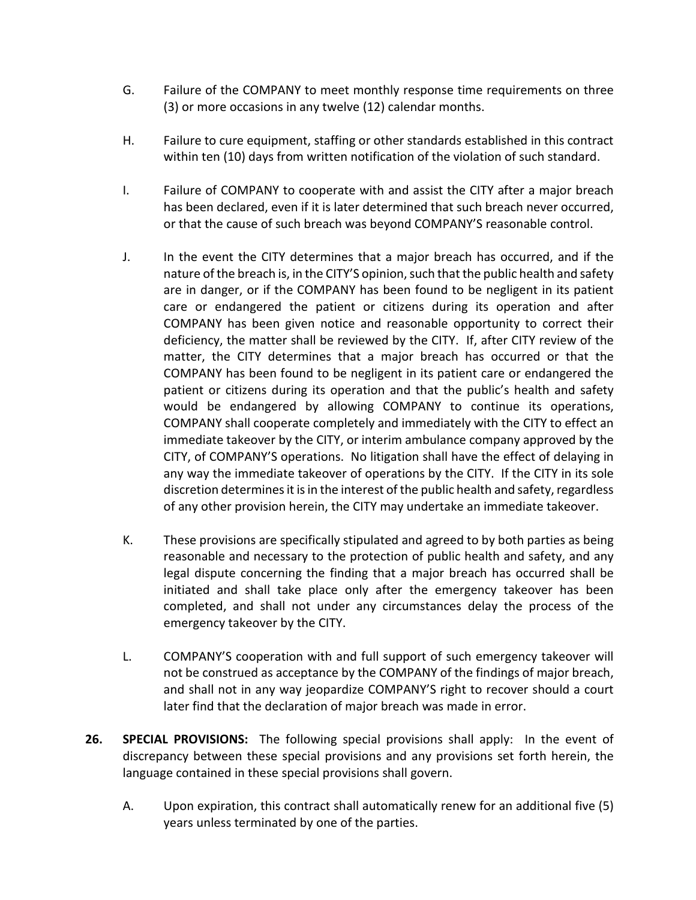G. Failure of the COMPANY to meet monthly response time requirements on three (3) or more occasions in any twelve (12) calendar months.

H. Failure to cure equipment, staffing or other standards established in this contract within ten (10) days from written notification of the violation of such standard.

I. Failure of COMPANY to cooperate with and assist the CITY after a major breach has been declared, even if it is later determined that such breach never occurred, or that the cause of such breach was beyond COMPANY'S reasonable control.

J. In the event the CITY determines that a major breach has occurred, and if the nature of the breach is, in the CITY'S opinion, such that the public health and safety are in danger, or if the COMPANY has been found to be negligent in its patient care or endangered the patient or citizens during its operation and after COMPANY has been given notice and reasonable opportunity to correct their deficiency, the matter shall be reviewed by the CITY. If, after CITY review of the matter, the CITY determines that a major breach has occurred or that the COMPANY has been found to be negligent in its patient care or endangered the patient or citizens during its operation and that the public's health and safety would be endangered by allowing COMPANY to continue its operations, COMPANY shall cooperate completely and immediately with the CITY to effect an immediate takeover by the CITY, or interim ambulance company approved by the CITY, of COMPANY'S operations. No litigation shall have the effect of delaying in any way the immediate takeover of operations by the CITY. If the CITY in its sole discretion determines it is in the interest of the public health and safety, regardless of any other provision herein, the CITY may undertake an immediate takeover.

K. These provisions are specifically stipulated and agreed to by both parties as being reasonable and necessary to the protection of public health and safety, and any legal dispute concerning the finding that a major breach has occurred shall be initiated and shall take place only after the emergency takeover has been completed, and shall not under any circumstances delay the process of the emergency takeover by the CITY.

L. COMPANY'S cooperation with and full support of such emergency takeover will not be construed as acceptance by the COMPANY of the findings of major breach, and shall not in any way jeopardize COMPANY'S right to recover should a court later find that the declaration of major breach was made in error.

**26. SPECIAL PROVISIONS:** The following special provisions shall apply: In the event of discrepancy between these special provisions and any provisions set forth herein, the language contained in these special provisions shall govern.

A. Upon expiration, this contract shall automatically renew for an additional five (5) years unless terminated by one of the parties.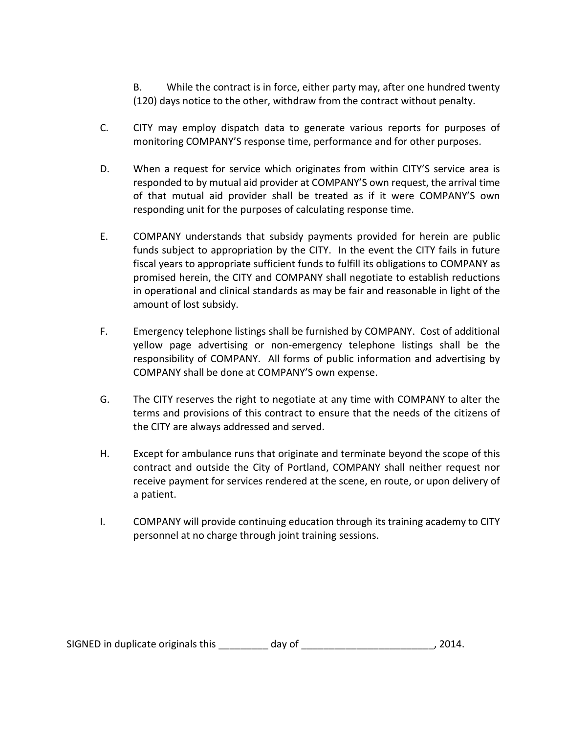B. While the contract is in force, either party may, after one hundred twenty (120) days notice to the other, withdraw from the contract without penalty.

C. CITY may employ dispatch data to generate various reports for purposes of monitoring COMPANY'S response time, performance and for other purposes.

D. When a request for service which originates from within CITY'S service area is responded to by mutual aid provider at COMPANY'S own request, the arrival time of that mutual aid provider shall be treated as if it were COMPANY'S own responding unit for the purposes of calculating response time.

E. COMPANY understands that subsidy payments provided for herein are public funds subject to appropriation by the CITY. In the event the CITY fails in future fiscal years to appropriate sufficient funds to fulfill its obligations to COMPANY as promised herein, the CITY and COMPANY shall negotiate to establish reductions in operational and clinical standards as may be fair and reasonable in light of the amount of lost subsidy.

F. Emergency telephone listings shall be furnished by COMPANY. Cost of additional yellow page advertising or non-emergency telephone listings shall be the responsibility of COMPANY. All forms of public information and advertising by COMPANY shall be done at COMPANY'S own expense.

G. The CITY reserves the right to negotiate at any time with COMPANY to alter the terms and provisions of this contract to ensure that the needs of the citizens of the CITY are always addressed and served.

H. Except for ambulance runs that originate and terminate beyond the scope of this contract and outside the City of Portland, COMPANY shall neither request nor receive payment for services rendered at the scene, en route, or upon delivery of a patient.

I. COMPANY will provide continuing education through its training academy to CITY personnel at no charge through joint training sessions.

SIGNED in duplicate originals this _________ day of ________________________, 2014.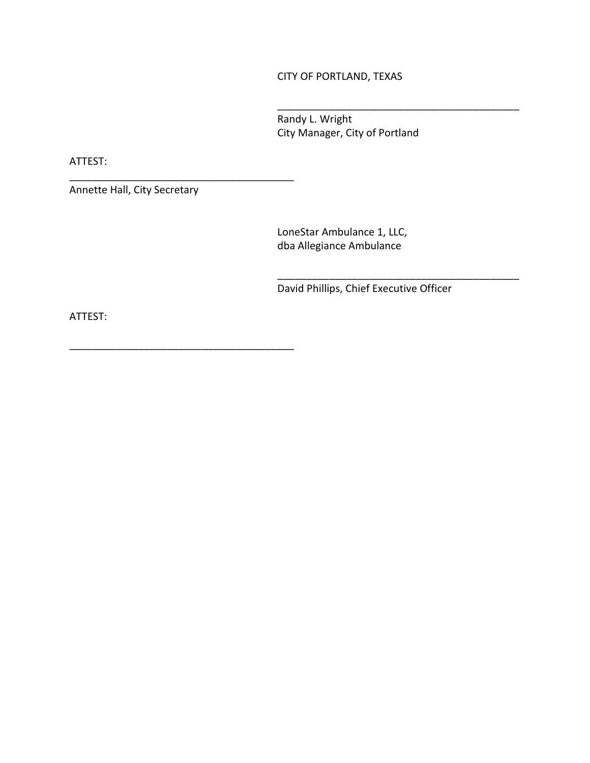CITY OF PORTLAND, TEXAS

\_\_\_\_\_\_\_\_\_\_\_\_\_\_\_\_\_\_\_\_\_\_\_\_\_\_\_\_\_\_\_\_\_\_\_\_\_\_\_\_\_\_\_

Randy L. Wright
City Manager, City of Portland

ATTEST:

\_\_\_\_\_\_\_\_\_\_\_\_\_\_\_\_\_\_\_\_\_\_\_\_\_\_\_\_\_\_\_\_\_\_\_\_\_\_\_\_

Annette Hall, City Secretary

LoneStar Ambulance 1, LLC,
dba Allegiance Ambulance

\_\_\_\_\_\_\_\_\_\_\_\_\_\_\_\_\_\_\_\_\_\_\_\_\_\_\_\_\_\_\_\_\_\_\_\_\_\_\_\_\_\_\_

David Phillips, Chief Executive Officer

ATTEST:

\_\_\_\_\_\_\_\_\_\_\_\_\_\_\_\_\_\_\_\_\_\_\_\_\_\_\_\_\_\_\_\_\_\_\_\_\_\_\_\_